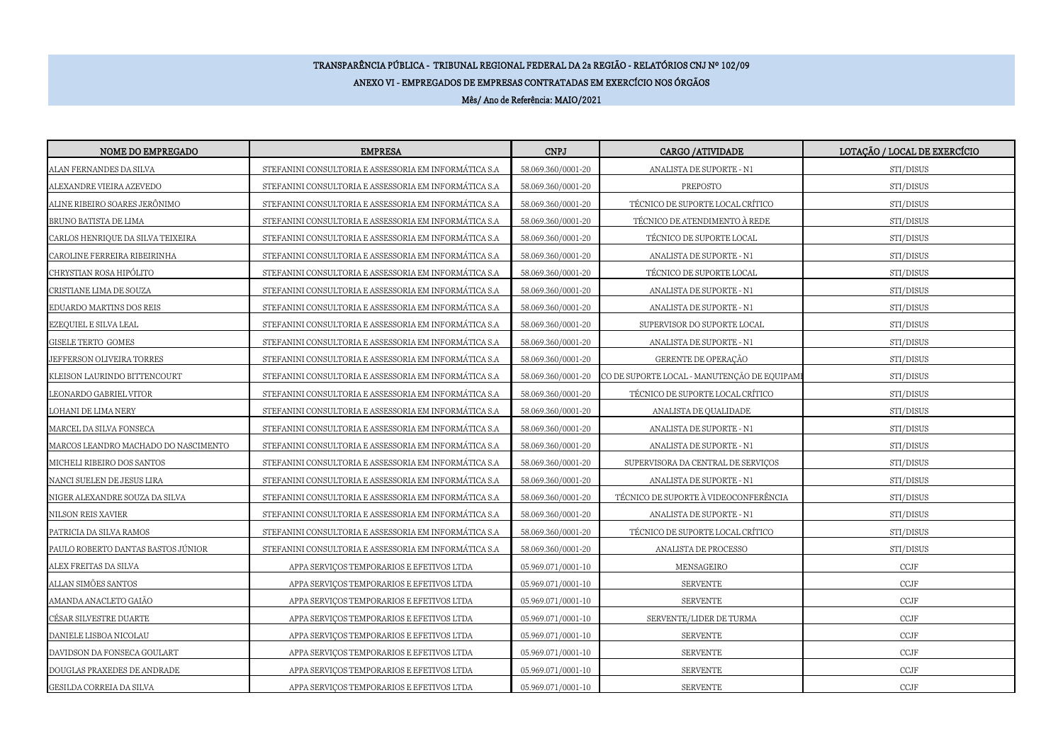# TRANSPARÊNCIA PÚBLICA - TRIBUNAL REGIONAL FEDERAL DA 2a REGIÃO - RELATÓRIOS CNJ Nº 102/09

## ANEXO VI - EMPREGADOS DE EMPRESAS CONTRATADAS EM EXERCÍCIO NOS ÓRGÃOS

Mês/ Ano de Referência: MAIO/2021

| NOME DO EMPREGADO | EMPRESA | CNPJ | CARGO /ATIVIDADE | LOTAÇÃO / LOCAL DE EXERCÍCIO |
|---|---|---|---|---|
| ALAN FERNANDES DA SILVA | STEFANINI CONSULTORIA E ASSESSORIA EM INFORMÁTICA S.A | 58.069.360/0001-20 | ANALISTA DE SUPORTE - N1 | STI/DISUS |
| ALEXANDRE VIEIRA AZEVEDO | STEFANINI CONSULTORIA E ASSESSORIA EM INFORMÁTICA S.A | 58.069.360/0001-20 | PREPOSTO | STI/DISUS |
| ALINE RIBEIRO SOARES JERÔNIMO | STEFANINI CONSULTORIA E ASSESSORIA EM INFORMÁTICA S.A | 58.069.360/0001-20 | TÉCNICO DE SUPORTE LOCAL CRÍTICO | STI/DISUS |
| BRUNO BATISTA DE LIMA | STEFANINI CONSULTORIA E ASSESSORIA EM INFORMÁTICA S.A | 58.069.360/0001-20 | TÉCNICO DE ATENDIMENTO À REDE | STI/DISUS |
| CARLOS HENRIQUE DA SILVA TEIXEIRA | STEFANINI CONSULTORIA E ASSESSORIA EM INFORMÁTICA S.A | 58.069.360/0001-20 | TÉCNICO DE SUPORTE LOCAL | STI/DISUS |
| CAROLINE FERREIRA RIBEIRINHA | STEFANINI CONSULTORIA E ASSESSORIA EM INFORMÁTICA S.A | 58.069.360/0001-20 | ANALISTA DE SUPORTE - N1 | STI/DISUS |
| CHRYSTIAN ROSA HIPÓLITO | STEFANINI CONSULTORIA E ASSESSORIA EM INFORMÁTICA S.A | 58.069.360/0001-20 | TÉCNICO DE SUPORTE LOCAL | STI/DISUS |
| CRISTIANE LIMA DE SOUZA | STEFANINI CONSULTORIA E ASSESSORIA EM INFORMÁTICA S.A | 58.069.360/0001-20 | ANALISTA DE SUPORTE - N1 | STI/DISUS |
| EDUARDO MARTINS DOS REIS | STEFANINI CONSULTORIA E ASSESSORIA EM INFORMÁTICA S.A | 58.069.360/0001-20 | ANALISTA DE SUPORTE - N1 | STI/DISUS |
| EZEQUIEL E SILVA LEAL | STEFANINI CONSULTORIA E ASSESSORIA EM INFORMÁTICA S.A | 58.069.360/0001-20 | SUPERVISOR DO SUPORTE LOCAL | STI/DISUS |
| GISELE TERTO GOMES | STEFANINI CONSULTORIA E ASSESSORIA EM INFORMÁTICA S.A | 58.069.360/0001-20 | ANALISTA DE SUPORTE - N1 | STI/DISUS |
| JEFFERSON OLIVEIRA TORRES | STEFANINI CONSULTORIA E ASSESSORIA EM INFORMÁTICA S.A | 58.069.360/0001-20 | GERENTE DE OPERAÇÃO | STI/DISUS |
| KLEISON LAURINDO BITTENCOURT | STEFANINI CONSULTORIA E ASSESSORIA EM INFORMÁTICA S.A | 58.069.360/0001-20 | CO DE SUPORTE LOCAL - MANUTENÇÃO DE EQUIPAMI | STI/DISUS |
| LEONARDO GABRIEL VITOR | STEFANINI CONSULTORIA E ASSESSORIA EM INFORMÁTICA S.A | 58.069.360/0001-20 | TÉCNICO DE SUPORTE LOCAL CRÍTICO | STI/DISUS |
| LOHANI DE LIMA NERY | STEFANINI CONSULTORIA E ASSESSORIA EM INFORMÁTICA S.A | 58.069.360/0001-20 | ANALISTA DE QUALIDADE | STI/DISUS |
| MARCEL DA SILVA FONSECA | STEFANINI CONSULTORIA E ASSESSORIA EM INFORMÁTICA S.A | 58.069.360/0001-20 | ANALISTA DE SUPORTE - N1 | STI/DISUS |
| MARCOS LEANDRO MACHADO DO NASCIMENTO | STEFANINI CONSULTORIA E ASSESSORIA EM INFORMÁTICA S.A | 58.069.360/0001-20 | ANALISTA DE SUPORTE - N1 | STI/DISUS |
| MICHELI RIBEIRO DOS SANTOS | STEFANINI CONSULTORIA E ASSESSORIA EM INFORMÁTICA S.A | 58.069.360/0001-20 | SUPERVISORA DA CENTRAL DE SERVIÇOS | STI/DISUS |
| NANCI SUELEN DE JESUS LIRA | STEFANINI CONSULTORIA E ASSESSORIA EM INFORMÁTICA S.A | 58.069.360/0001-20 | ANALISTA DE SUPORTE - N1 | STI/DISUS |
| NIGER ALEXANDRE SOUZA DA SILVA | STEFANINI CONSULTORIA E ASSESSORIA EM INFORMÁTICA S.A | 58.069.360/0001-20 | TÉCNICO DE SUPORTE À VIDEOCONFERÊNCIA | STI/DISUS |
| NILSON REIS XAVIER | STEFANINI CONSULTORIA E ASSESSORIA EM INFORMÁTICA S.A | 58.069.360/0001-20 | ANALISTA DE SUPORTE - N1 | STI/DISUS |
| PATRICIA DA SILVA RAMOS | STEFANINI CONSULTORIA E ASSESSORIA EM INFORMÁTICA S.A | 58.069.360/0001-20 | TÉCNICO DE SUPORTE LOCAL CRÍTICO | STI/DISUS |
| PAULO ROBERTO DANTAS BASTOS JÚNIOR | STEFANINI CONSULTORIA E ASSESSORIA EM INFORMÁTICA S.A | 58.069.360/0001-20 | ANALISTA DE PROCESSO | STI/DISUS |
| ALEX FREITAS DA SILVA | APPA SERVIÇOS TEMPORARIOS E EFETIVOS LTDA | 05.969.071/0001-10 | MENSAGEIRO | CCJF |
| ALLAN SIMÕES SANTOS | APPA SERVIÇOS TEMPORARIOS E EFETIVOS LTDA | 05.969.071/0001-10 | SERVENTE | CCJF |
| AMANDA ANACLETO GAIÃO | APPA SERVIÇOS TEMPORARIOS E EFETIVOS LTDA | 05.969.071/0001-10 | SERVENTE | CCJF |
| CÉSAR SILVESTRE DUARTE | APPA SERVIÇOS TEMPORARIOS E EFETIVOS LTDA | 05.969.071/0001-10 | SERVENTE/LIDER DE TURMA | CCJF |
| DANIELE LISBOA NICOLAU | APPA SERVIÇOS TEMPORARIOS E EFETIVOS LTDA | 05.969.071/0001-10 | SERVENTE | CCJF |
| DAVIDSON DA FONSECA GOULART | APPA SERVIÇOS TEMPORARIOS E EFETIVOS LTDA | 05.969.071/0001-10 | SERVENTE | CCJF |
| DOUGLAS PRAXEDES DE ANDRADE | APPA SERVIÇOS TEMPORARIOS E EFETIVOS LTDA | 05.969.071/0001-10 | SERVENTE | CCJF |
| GESILDA CORREIA DA SILVA | APPA SERVIÇOS TEMPORARIOS E EFETIVOS LTDA | 05.969.071/0001-10 | SERVENTE | CCJF |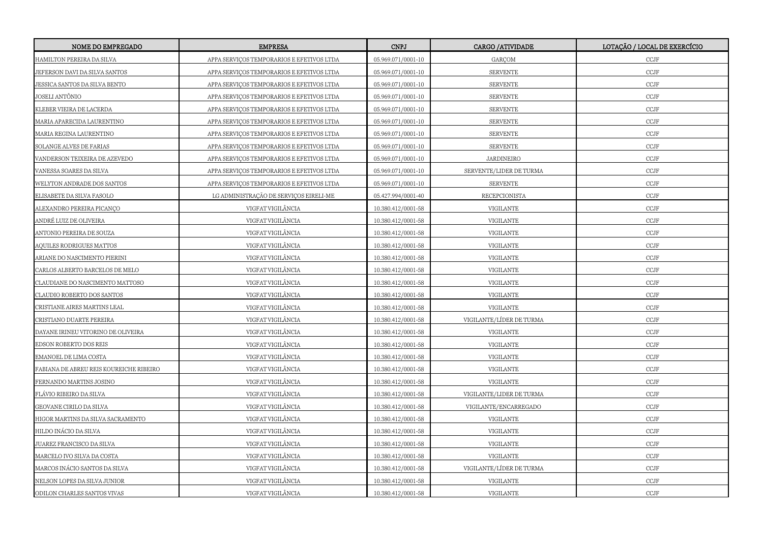| NOME DO EMPREGADO | EMPRESA | CNPJ | CARGO /ATIVIDADE | LOTAÇÃO / LOCAL DE EXERCÍCIO |
|---|---|---|---|---|
| HAMILTON PEREIRA DA SILVA | APPA SERVIÇOS TEMPORARIOS E EFETIVOS LTDA | 05.969.071/0001-10 | GARÇOM | CCJF |
| JEFERSON DAVI DA SILVA SANTOS | APPA SERVIÇOS TEMPORARIOS E EFETIVOS LTDA | 05.969.071/0001-10 | SERVENTE | CCJF |
| JESSICA SANTOS DA SILVA BENTO | APPA SERVIÇOS TEMPORARIOS E EFETIVOS LTDA | 05.969.071/0001-10 | SERVENTE | CCJF |
| JOSELI ANTÔNIO | APPA SERVIÇOS TEMPORARIOS E EFETIVOS LTDA | 05.969.071/0001-10 | SERVENTE | CCJF |
| KLEBER VIEIRA DE LACERDA | APPA SERVIÇOS TEMPORARIOS E EFETIVOS LTDA | 05.969.071/0001-10 | SERVENTE | CCJF |
| MARIA APARECIDA LAURENTINO | APPA SERVIÇOS TEMPORARIOS E EFETIVOS LTDA | 05.969.071/0001-10 | SERVENTE | CCJF |
| MARIA REGINA LAURENTINO | APPA SERVIÇOS TEMPORARIOS E EFETIVOS LTDA | 05.969.071/0001-10 | SERVENTE | CCJF |
| SOLANGE ALVES DE FARIAS | APPA SERVIÇOS TEMPORARIOS E EFETIVOS LTDA | 05.969.071/0001-10 | SERVENTE | CCJF |
| VANDERSON TEIXEIRA DE AZEVEDO | APPA SERVIÇOS TEMPORARIOS E EFETIVOS LTDA | 05.969.071/0001-10 | JARDINEIRO | CCJF |
| VANESSA SOARES DA SILVA | APPA SERVIÇOS TEMPORARIOS E EFETIVOS LTDA | 05.969.071/0001-10 | SERVENTE/LIDER DE TURMA | CCJF |
| WELYTON ANDRADE DOS SANTOS | APPA SERVIÇOS TEMPORARIOS E EFETIVOS LTDA | 05.969.071/0001-10 | SERVENTE | CCJF |
| ELISABETE DA SILVA FASOLO | LG ADMINISTRAÇÃO DE SERVIÇOS EIRELI-ME | 05.427.994/0001-40 | RECEPCIONISTA | CCJF |
| ALEXANDRO PEREIRA PICANÇO | VIGFAT VIGILÂNCIA | 10.380.412/0001-58 | VIGILANTE | CCJF |
| ANDRÉ LUIZ DE OLIVEIRA | VIGFAT VIGILÂNCIA | 10.380.412/0001-58 | VIGILANTE | CCJF |
| ANTONIO PEREIRA DE SOUZA | VIGFAT VIGILÂNCIA | 10.380.412/0001-58 | VIGILANTE | CCJF |
| AQUILES RODRIGUES MATTOS | VIGFAT VIGILÂNCIA | 10.380.412/0001-58 | VIGILANTE | CCJF |
| ARIANE DO NASCIMENTO PIERINI | VIGFAT VIGILÂNCIA | 10.380.412/0001-58 | VIGILANTE | CCJF |
| CARLOS ALBERTO BARCELOS DE MELO | VIGFAT VIGILÂNCIA | 10.380.412/0001-58 | VIGILANTE | CCJF |
| CLAUDIANE DO NASCIMENTO MATTOSO | VIGFAT VIGILÂNCIA | 10.380.412/0001-58 | VIGILANTE | CCJF |
| CLAUDIO ROBERTO DOS SANTOS | VIGFAT VIGILÂNCIA | 10.380.412/0001-58 | VIGILANTE | CCJF |
| CRISTIANE AIRES MARTINS LEAL | VIGFAT VIGILÂNCIA | 10.380.412/0001-58 | VIGILANTE | CCJF |
| CRISTIANO DUARTE PEREIRA | VIGFAT VIGILÂNCIA | 10.380.412/0001-58 | VIGILANTE/LÍDER DE TURMA | CCJF |
| DAYANE IRINEU VITORINO DE OLIVEIRA | VIGFAT VIGILÂNCIA | 10.380.412/0001-58 | VIGILANTE | CCJF |
| EDSON ROBERTO DOS REIS | VIGFAT VIGILÂNCIA | 10.380.412/0001-58 | VIGILANTE | CCJF |
| EMANOEL DE LIMA COSTA | VIGFAT VIGILÂNCIA | 10.380.412/0001-58 | VIGILANTE | CCJF |
| FABIANA DE ABREU REIS KOUREICHE RIBEIRO | VIGFAT VIGILÂNCIA | 10.380.412/0001-58 | VIGILANTE | CCJF |
| FERNANDO MARTINS JOSINO | VIGFAT VIGILÂNCIA | 10.380.412/0001-58 | VIGILANTE | CCJF |
| FLÁVIO RIBEIRO DA SILVA | VIGFAT VIGILÂNCIA | 10.380.412/0001-58 | VIGILANTE/LIDER DE TURMA | CCJF |
| GEOVANE CIRILO DA SILVA | VIGFAT VIGILÂNCIA | 10.380.412/0001-58 | VIGILANTE/ENCARREGADO | CCJF |
| HIGOR MARTINS DA SILVA SACRAMENTO | VIGFAT VIGILÂNCIA | 10.380.412/0001-58 | VIGILANTE | CCJF |
| HILDO INÁCIO DA SILVA | VIGFAT VIGILÂNCIA | 10.380.412/0001-58 | VIGILANTE | CCJF |
| JUAREZ FRANCISCO DA SILVA | VIGFAT VIGILÂNCIA | 10.380.412/0001-58 | VIGILANTE | CCJF |
| MARCELO IVO SILVA DA COSTA | VIGFAT VIGILÂNCIA | 10.380.412/0001-58 | VIGILANTE | CCJF |
| MARCOS INÁCIO SANTOS DA SILVA | VIGFAT VIGILÂNCIA | 10.380.412/0001-58 | VIGILANTE/LÍDER DE TURMA | CCJF |
| NELSON LOPES DA SILVA JUNIOR | VIGFAT VIGILÂNCIA | 10.380.412/0001-58 | VIGILANTE | CCJF |
| ODILON CHARLES SANTOS VIVAS | VIGFAT VIGILÂNCIA | 10.380.412/0001-58 | VIGILANTE | CCJF |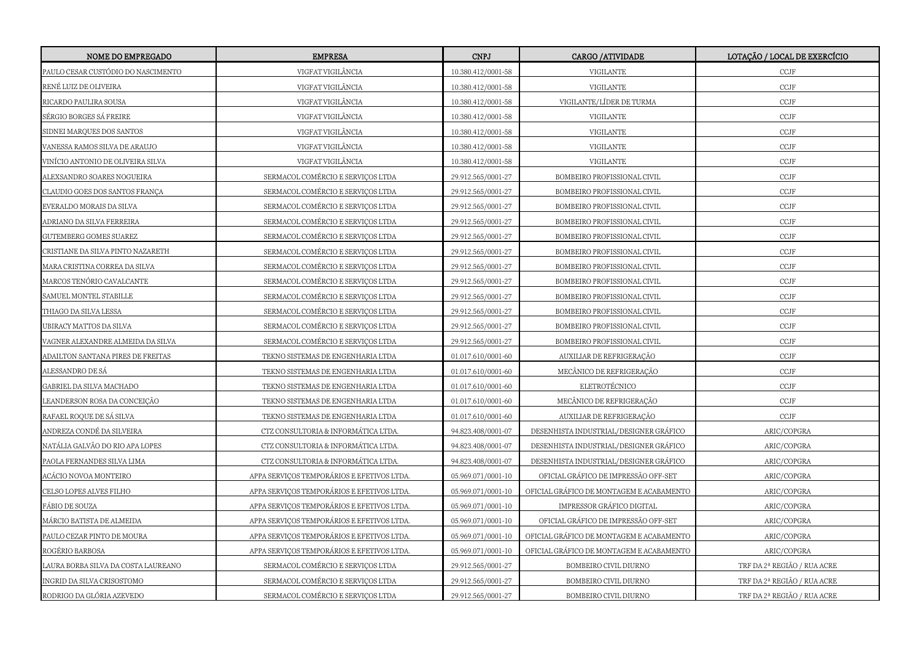| NOME DO EMPREGADO | EMPRESA | CNPJ | CARGO /ATIVIDADE | LOTAÇÃO / LOCAL DE EXERCÍCIO |
|---|---|---|---|---|
| PAULO CESAR CUSTÓDIO DO NASCIMENTO | VIGFAT VIGILÂNCIA | 10.380.412/0001-58 | VIGILANTE | CCJF |
| RENÉ LUIZ DE OLIVEIRA | VIGFAT VIGILÂNCIA | 10.380.412/0001-58 | VIGILANTE | CCJF |
| RICARDO PAULIRA SOUSA | VIGFAT VIGILÂNCIA | 10.380.412/0001-58 | VIGILANTE/LÍDER DE TURMA | CCJF |
| SÉRGIO BORGES SÁ FREIRE | VIGFAT VIGILÂNCIA | 10.380.412/0001-58 | VIGILANTE | CCJF |
| SIDNEI MARQUES DOS SANTOS | VIGFAT VIGILÂNCIA | 10.380.412/0001-58 | VIGILANTE | CCJF |
| VANESSA RAMOS SILVA DE ARAUJO | VIGFAT VIGILÂNCIA | 10.380.412/0001-58 | VIGILANTE | CCJF |
| VINÍCIO ANTONIO DE OLIVEIRA SILVA | VIGFAT VIGILÂNCIA | 10.380.412/0001-58 | VIGILANTE | CCJF |
| ALEXSANDRO SOARES NOGUEIRA | SERMACOL COMÉRCIO E SERVIÇOS LTDA | 29.912.565/0001-27 | BOMBEIRO PROFISSIONAL CIVIL | CCJF |
| CLAUDIO GOES DOS SANTOS FRANÇA | SERMACOL COMÉRCIO E SERVIÇOS LTDA | 29.912.565/0001-27 | BOMBEIRO PROFISSIONAL CIVIL | CCJF |
| EVERALDO MORAIS DA SILVA | SERMACOL COMÉRCIO E SERVIÇOS LTDA | 29.912.565/0001-27 | BOMBEIRO PROFISSIONAL CIVIL | CCJF |
| ADRIANO DA SILVA FERREIRA | SERMACOL COMÉRCIO E SERVIÇOS LTDA | 29.912.565/0001-27 | BOMBEIRO PROFISSIONAL CIVIL | CCJF |
| GUTEMBERG GOMES SUAREZ | SERMACOL COMÉRCIO E SERVIÇOS LTDA | 29.912.565/0001-27 | BOMBEIRO PROFISSIONAL CIVIL | CCJF |
| CRISTIANE DA SILVA PINTO NAZARETH | SERMACOL COMÉRCIO E SERVIÇOS LTDA | 29.912.565/0001-27 | BOMBEIRO PROFISSIONAL CIVIL | CCJF |
| MARA CRISTINA CORREA DA SILVA | SERMACOL COMÉRCIO E SERVIÇOS LTDA | 29.912.565/0001-27 | BOMBEIRO PROFISSIONAL CIVIL | CCJF |
| MARCOS TENÓRIO CAVALCANTE | SERMACOL COMÉRCIO E SERVIÇOS LTDA | 29.912.565/0001-27 | BOMBEIRO PROFISSIONAL CIVIL | CCJF |
| SAMUEL MONTEL STABILLE | SERMACOL COMÉRCIO E SERVIÇOS LTDA | 29.912.565/0001-27 | BOMBEIRO PROFISSIONAL CIVIL | CCJF |
| THIAGO DA SILVA LESSA | SERMACOL COMÉRCIO E SERVIÇOS LTDA | 29.912.565/0001-27 | BOMBEIRO PROFISSIONAL CIVIL | CCJF |
| UBIRACY MATTOS DA SILVA | SERMACOL COMÉRCIO E SERVIÇOS LTDA | 29.912.565/0001-27 | BOMBEIRO PROFISSIONAL CIVIL | CCJF |
| VAGNER ALEXANDRE ALMEIDA DA SILVA | SERMACOL COMÉRCIO E SERVIÇOS LTDA | 29.912.565/0001-27 | BOMBEIRO PROFISSIONAL CIVIL | CCJF |
| ADAILTON SANTANA PIRES DE FREITAS | TEKNO SISTEMAS DE ENGENHARIA LTDA | 01.017.610/0001-60 | AUXILIAR DE REFRIGERAÇÃO | CCJF |
| ALESSANDRO DE SÁ | TEKNO SISTEMAS DE ENGENHARIA LTDA | 01.017.610/0001-60 | MECÂNICO DE REFRIGERAÇÃO | CCJF |
| GABRIEL DA SILVA MACHADO | TEKNO SISTEMAS DE ENGENHARIA LTDA | 01.017.610/0001-60 | ELETROTÉCNICO | CCJF |
| LEANDERSON ROSA DA CONCEIÇÃO | TEKNO SISTEMAS DE ENGENHARIA LTDA | 01.017.610/0001-60 | MECÂNICO DE REFRIGERAÇÃO | CCJF |
| RAFAEL ROQUE DE SÁ SILVA | TEKNO SISTEMAS DE ENGENHARIA LTDA | 01.017.610/0001-60 | AUXILIAR DE REFRIGERAÇÃO | CCJF |
| ANDREZA CONDÉ DA SILVEIRA | CTZ CONSULTORIA & INFORMÁTICA LTDA. | 94.823.408/0001-07 | DESENHISTA INDUSTRIAL/DESIGNER GRÁFICO | ARIC/COPGRA |
| NATÁLIA GALVÃO DO RIO APA LOPES | CTZ CONSULTORIA & INFORMÁTICA LTDA. | 94.823.408/0001-07 | DESENHISTA INDUSTRIAL/DESIGNER GRÁFICO | ARIC/COPGRA |
| PAOLA FERNANDES SILVA LIMA | CTZ CONSULTORIA & INFORMÁTICA LTDA. | 94.823.408/0001-07 | DESENHISTA INDUSTRIAL/DESIGNER GRÁFICO | ARIC/COPGRA |
| ACÁCIO NOVOA MONTEIRO | APPA SERVIÇOS TEMPORÁRIOS E EFETIVOS LTDA. | 05.969.071/0001-10 | OFICIAL GRÁFICO DE IMPRESSÃO OFF-SET | ARIC/COPGRA |
| CELSO LOPES ALVES FILHO | APPA SERVIÇOS TEMPORÁRIOS E EFETIVOS LTDA. | 05.969.071/0001-10 | OFICIAL GRÁFICO DE MONTAGEM E ACABAMENTO | ARIC/COPGRA |
| FÁBIO DE SOUZA | APPA SERVIÇOS TEMPORÁRIOS E EFETIVOS LTDA. | 05.969.071/0001-10 | IMPRESSOR GRÁFICO DIGITAL | ARIC/COPGRA |
| MÁRCIO BATISTA DE ALMEIDA | APPA SERVIÇOS TEMPORÁRIOS E EFETIVOS LTDA. | 05.969.071/0001-10 | OFICIAL GRÁFICO DE IMPRESSÃO OFF-SET | ARIC/COPGRA |
| PAULO CEZAR PINTO DE MOURA | APPA SERVIÇOS TEMPORÁRIOS E EFETIVOS LTDA. | 05.969.071/0001-10 | OFICIAL GRÁFICO DE MONTAGEM E ACABAMENTO | ARIC/COPGRA |
| ROGÉRIO BARBOSA | APPA SERVIÇOS TEMPORÁRIOS E EFETIVOS LTDA. | 05.969.071/0001-10 | OFICIAL GRÁFICO DE MONTAGEM E ACABAMENTO | ARIC/COPGRA |
| LAURA BORBA SILVA DA COSTA LAUREANO | SERMACOL COMÉRCIO E SERVIÇOS LTDA | 29.912.565/0001-27 | BOMBEIRO CIVIL DIURNO | TRF DA 2ª REGIÃO / RUA ACRE |
| INGRID DA SILVA CRISOSTOMO | SERMACOL COMÉRCIO E SERVIÇOS LTDA | 29.912.565/0001-27 | BOMBEIRO CIVIL DIURNO | TRF DA 2ª REGIÃO / RUA ACRE |
| RODRIGO DA GLÓRIA AZEVEDO | SERMACOL COMÉRCIO E SERVIÇOS LTDA | 29.912.565/0001-27 | BOMBEIRO CIVIL DIURNO | TRF DA 2ª REGIÃO / RUA ACRE |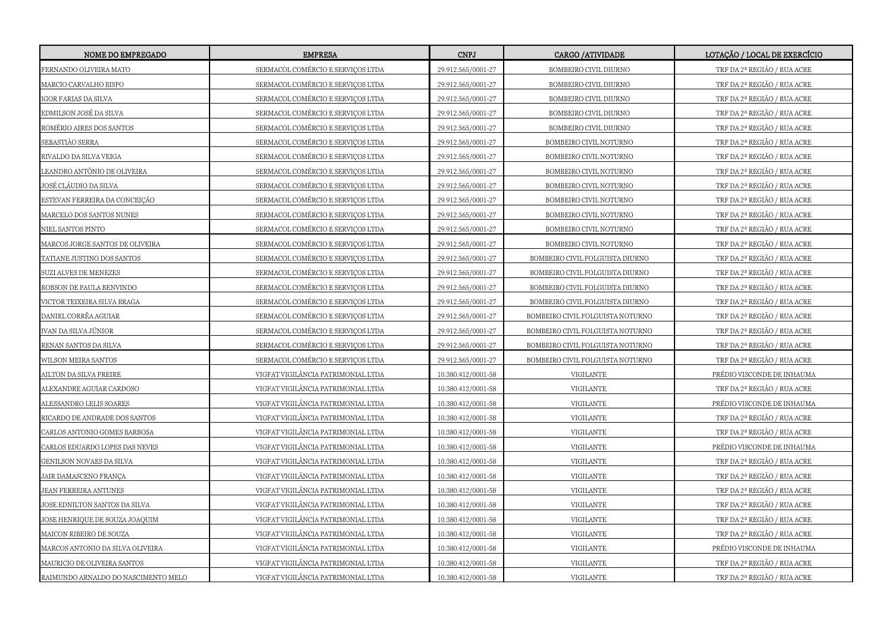| NOME DO EMPREGADO | EMPRESA | CNPJ | CARGO /ATIVIDADE | LOTAÇÃO / LOCAL DE EXERCÍCIO |
|---|---|---|---|---|
| FERNANDO OLIVEIRA MATO | SERMACOL COMÉRCIO E SERVIÇOS LTDA | 29.912.565/0001-27 | BOMBEIRO CIVIL DIURNO | TRF DA 2ª REGIÃO / RUA ACRE |
| MARCIO CARVALHO BISPO | SERMACOL COMÉRCIO E SERVIÇOS LTDA | 29.912.565/0001-27 | BOMBEIRO CIVIL DIURNO | TRF DA 2ª REGIÃO / RUA ACRE |
| IGOR FARIAS DA SILVA | SERMACOL COMÉRCIO E SERVIÇOS LTDA | 29.912.565/0001-27 | BOMBEIRO CIVIL DIURNO | TRF DA 2ª REGIÃO / RUA ACRE |
| EDMILSON JOSÉ DA SILVA | SERMACOL COMÉRCIO E SERVIÇOS LTDA | 29.912.565/0001-27 | BOMBEIRO CIVIL DIURNO | TRF DA 2ª REGIÃO / RUA ACRE |
| ROMÉRIO AIRES DOS SANTOS | SERMACOL COMÉRCIO E SERVIÇOS LTDA | 29.912.565/0001-27 | BOMBEIRO CIVIL DIURNO | TRF DA 2ª REGIÃO / RUA ACRE |
| SEBASTIÃO SERRA | SERMACOL COMÉRCIO E SERVIÇOS LTDA | 29.912.565/0001-27 | BOMBEIRO CIVIL NOTURNO | TRF DA 2ª REGIÃO / RUA ACRE |
| RIVALDO DA SILVA VEIGA | SERMACOL COMÉRCIO E SERVIÇOS LTDA | 29.912.565/0001-27 | BOMBEIRO CIVIL NOTURNO | TRF DA 2ª REGIÃO / RUA ACRE |
| LEANDRO ANTÔNIO DE OLIVEIRA | SERMACOL COMÉRCIO E SERVIÇOS LTDA | 29.912.565/0001-27 | BOMBEIRO CIVIL NOTURNO | TRF DA 2ª REGIÃO / RUA ACRE |
| JOSÉ CLÁUDIO DA SILVA | SERMACOL COMÉRCIO E SERVIÇOS LTDA | 29.912.565/0001-27 | BOMBEIRO CIVIL NOTURNO | TRF DA 2ª REGIÃO / RUA ACRE |
| ESTEVAN FERREIRA DA CONCEIÇÃO | SERMACOL COMÉRCIO E SERVIÇOS LTDA | 29.912.565/0001-27 | BOMBEIRO CIVIL NOTURNO | TRF DA 2ª REGIÃO / RUA ACRE |
| MARCELO DOS SANTOS NUNES | SERMACOL COMÉRCIO E SERVIÇOS LTDA | 29.912.565/0001-27 | BOMBEIRO CIVIL NOTURNO | TRF DA 2ª REGIÃO / RUA ACRE |
| NIEL SANTOS PINTO | SERMACOL COMÉRCIO E SERVIÇOS LTDA | 29.912.565/0001-27 | BOMBEIRO CIVIL NOTURNO | TRF DA 2ª REGIÃO / RUA ACRE |
| MARCOS JORGE SANTOS DE OLIVEIRA | SERMACOL COMÉRCIO E SERVIÇOS LTDA | 29.912.565/0001-27 | BOMBEIRO CIVIL NOTURNO | TRF DA 2ª REGIÃO / RUA ACRE |
| TATIANE JUSTINO DOS SANTOS | SERMACOL COMÉRCIO E SERVIÇOS LTDA | 29.912.565/0001-27 | BOMBEIRO CIVIL FOLGUISTA DIURNO | TRF DA 2ª REGIÃO / RUA ACRE |
| SUZI ALVES DE MENEZES | SERMACOL COMÉRCIO E SERVIÇOS LTDA | 29.912.565/0001-27 | BOMBEIRO CIVIL FOLGUISTA DIURNO | TRF DA 2ª REGIÃO / RUA ACRE |
| ROBSON DE PAULA BENVINDO | SERMACOL COMÉRCIO E SERVIÇOS LTDA | 29.912.565/0001-27 | BOMBEIRO CIVIL FOLGUISTA DIURNO | TRF DA 2ª REGIÃO / RUA ACRE |
| VICTOR TEIXEIRA SILVA BRAGA | SERMACOL COMÉRCIO E SERVIÇOS LTDA | 29.912.565/0001-27 | BOMBEIRO CIVIL FOLGUISTA DIURNO | TRF DA 2ª REGIÃO / RUA ACRE |
| DANIEL CORRÊA AGUIAR | SERMACOL COMÉRCIO E SERVIÇOS LTDA | 29.912.565/0001-27 | BOMBEIRO CIVIL FOLGUISTA NOTURNO | TRF DA 2ª REGIÃO / RUA ACRE |
| IVAN DA SILVA JÚNIOR | SERMACOL COMÉRCIO E SERVIÇOS LTDA | 29.912.565/0001-27 | BOMBEIRO CIVIL FOLGUISTA NOTURNO | TRF DA 2ª REGIÃO / RUA ACRE |
| RENAN SANTOS DA SILVA | SERMACOL COMÉRCIO E SERVIÇOS LTDA | 29.912.565/0001-27 | BOMBEIRO CIVIL FOLGUISTA NOTURNO | TRF DA 2ª REGIÃO / RUA ACRE |
| WILSON MEIRA SANTOS | SERMACOL COMÉRCIO E SERVIÇOS LTDA | 29.912.565/0001-27 | BOMBEIRO CIVIL FOLGUISTA NOTURNO | TRF DA 2ª REGIÃO / RUA ACRE |
| AILTON DA SILVA FREIRE | VIGFAT VIGILÂNCIA PATRIMONIAL LTDA | 10.380.412/0001-58 | VIGILANTE | PRÉDIO VISCONDE DE INHAUMA |
| ALEXANDRE AGUIAR CARDOSO | VIGFAT VIGILÂNCIA PATRIMONIAL LTDA | 10.380.412/0001-58 | VIGILANTE | TRF DA 2ª REGIÃO / RUA ACRE |
| ALESSANDRO LELIS SOARES | VIGFAT VIGILÂNCIA PATRIMONIAL LTDA | 10.380.412/0001-58 | VIGILANTE | PRÉDIO VISCONDE DE INHAUMA |
| RICARDO DE ANDRADE DOS SANTOS | VIGFAT VIGILÂNCIA PATRIMONIAL LTDA | 10.380.412/0001-58 | VIGILANTE | TRF DA 2ª REGIÃO / RUA ACRE |
| CARLOS ANTONIO GOMES BARBOSA | VIGFAT VIGILÂNCIA PATRIMONIAL LTDA | 10.380.412/0001-58 | VIGILANTE | TRF DA 2ª REGIÃO / RUA ACRE |
| CARLOS EDUARDO LOPES DAS NEVES | VIGFAT VIGILÂNCIA PATRIMONIAL LTDA | 10.380.412/0001-58 | VIGILANTE | PRÉDIO VISCONDE DE INHAUMA |
| GENILSON NOVAES DA SILVA | VIGFAT VIGILÂNCIA PATRIMONIAL LTDA | 10.380.412/0001-58 | VIGILANTE | TRF DA 2ª REGIÃO / RUA ACRE |
| JAIR DAMASCENO FRANÇA | VIGFAT VIGILÂNCIA PATRIMONIAL LTDA | 10.380.412/0001-58 | VIGILANTE | TRF DA 2ª REGIÃO / RUA ACRE |
| JEAN FERREIRA ANTUNES | VIGFAT VIGILÂNCIA PATRIMONIAL LTDA | 10.380.412/0001-58 | VIGILANTE | TRF DA 2ª REGIÃO / RUA ACRE |
| JOSE EDNILTON SANTOS DA SILVA | VIGFAT VIGILÂNCIA PATRIMONIAL LTDA | 10.380.412/0001-58 | VIGILANTE | TRF DA 2ª REGIÃO / RUA ACRE |
| JOSE HENRIQUE DE SOUZA JOAQUIM | VIGFAT VIGILÂNCIA PATRIMONIAL LTDA | 10.380.412/0001-58 | VIGILANTE | TRF DA 2ª REGIÃO / RUA ACRE |
| MAICON RIBEIRO DE SOUZA | VIGFAT VIGILÂNCIA PATRIMONIAL LTDA | 10.380.412/0001-58 | VIGILANTE | TRF DA 2ª REGIÃO / RUA ACRE |
| MARCOS ANTONIO DA SILVA OLIVEIRA | VIGFAT VIGILÂNCIA PATRIMONIAL LTDA | 10.380.412/0001-58 | VIGILANTE | PRÉDIO VISCONDE DE INHAUMA |
| MAURICIO DE OLIVEIRA SANTOS | VIGFAT VIGILÂNCIA PATRIMONIAL LTDA | 10.380.412/0001-58 | VIGILANTE | TRF DA 2ª REGIÃO / RUA ACRE |
| RAIMUNDO ARNALDO DO NASCIMENTO MELO | VIGFAT VIGILÂNCIA PATRIMONIAL LTDA | 10.380.412/0001-58 | VIGILANTE | TRF DA 2ª REGIÃO / RUA ACRE |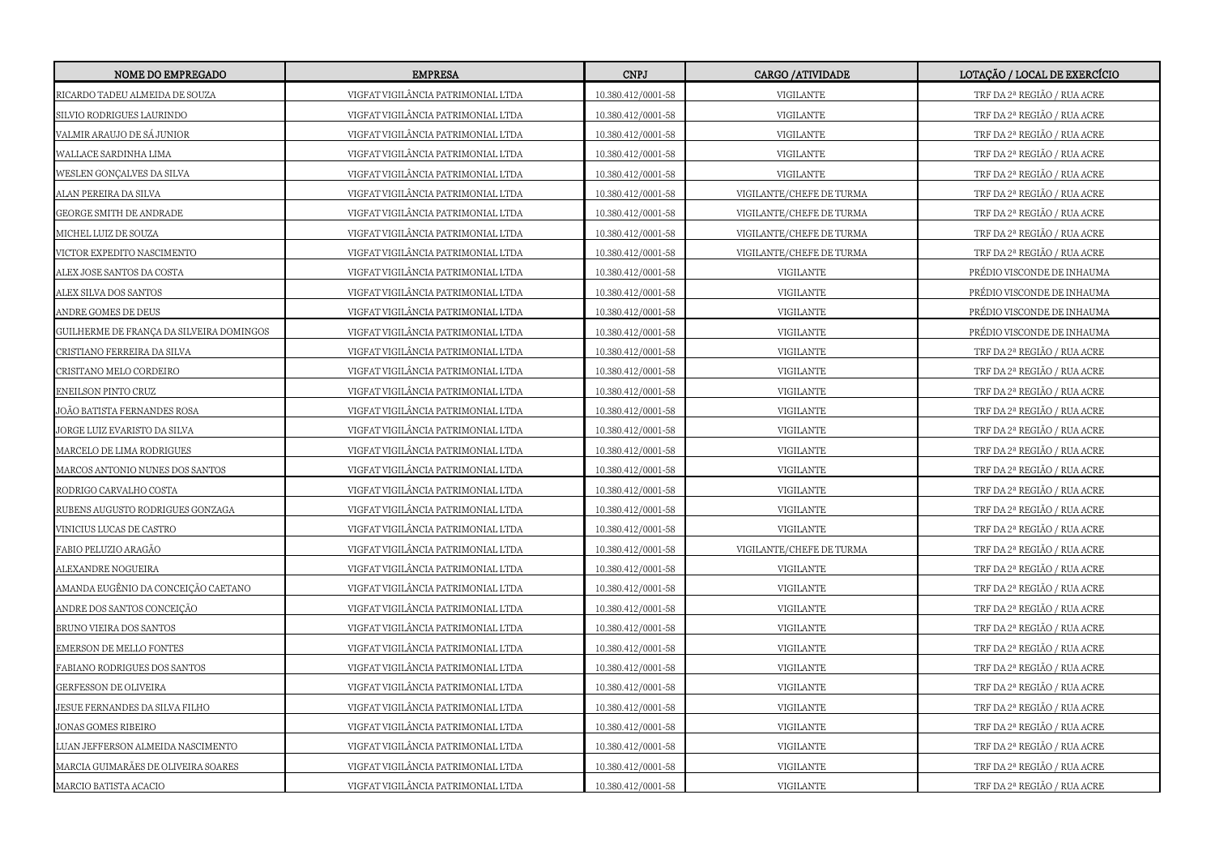| NOME DO EMPREGADO | EMPRESA | CNPJ | CARGO /ATIVIDADE | LOTAÇÃO / LOCAL DE EXERCÍCIO |
|---|---|---|---|---|
| RICARDO TADEU ALMEIDA DE SOUZA | VIGFAT VIGILÂNCIA PATRIMONIAL LTDA | 10.380.412/0001-58 | VIGILANTE | TRF DA 2ª REGIÃO / RUA ACRE |
| SILVIO RODRIGUES LAURINDO | VIGFAT VIGILÂNCIA PATRIMONIAL LTDA | 10.380.412/0001-58 | VIGILANTE | TRF DA 2ª REGIÃO / RUA ACRE |
| VALMIR ARAUJO DE SÁ JUNIOR | VIGFAT VIGILÂNCIA PATRIMONIAL LTDA | 10.380.412/0001-58 | VIGILANTE | TRF DA 2ª REGIÃO / RUA ACRE |
| WALLACE SARDINHA LIMA | VIGFAT VIGILÂNCIA PATRIMONIAL LTDA | 10.380.412/0001-58 | VIGILANTE | TRF DA 2ª REGIÃO / RUA ACRE |
| WESLEN GONÇALVES DA SILVA | VIGFAT VIGILÂNCIA PATRIMONIAL LTDA | 10.380.412/0001-58 | VIGILANTE | TRF DA 2ª REGIÃO / RUA ACRE |
| ALAN PEREIRA DA SILVA | VIGFAT VIGILÂNCIA PATRIMONIAL LTDA | 10.380.412/0001-58 | VIGILANTE/CHEFE DE TURMA | TRF DA 2ª REGIÃO / RUA ACRE |
| GEORGE SMITH DE ANDRADE | VIGFAT VIGILÂNCIA PATRIMONIAL LTDA | 10.380.412/0001-58 | VIGILANTE/CHEFE DE TURMA | TRF DA 2ª REGIÃO / RUA ACRE |
| MICHEL LUIZ DE SOUZA | VIGFAT VIGILÂNCIA PATRIMONIAL LTDA | 10.380.412/0001-58 | VIGILANTE/CHEFE DE TURMA | TRF DA 2ª REGIÃO / RUA ACRE |
| VICTOR EXPEDITO NASCIMENTO | VIGFAT VIGILÂNCIA PATRIMONIAL LTDA | 10.380.412/0001-58 | VIGILANTE/CHEFE DE TURMA | TRF DA 2ª REGIÃO / RUA ACRE |
| ALEX JOSE SANTOS DA COSTA | VIGFAT VIGILÂNCIA PATRIMONIAL LTDA | 10.380.412/0001-58 | VIGILANTE | PRÉDIO VISCONDE DE INHAUMA |
| ALEX SILVA DOS SANTOS | VIGFAT VIGILÂNCIA PATRIMONIAL LTDA | 10.380.412/0001-58 | VIGILANTE | PRÉDIO VISCONDE DE INHAUMA |
| ANDRE GOMES DE DEUS | VIGFAT VIGILÂNCIA PATRIMONIAL LTDA | 10.380.412/0001-58 | VIGILANTE | PRÉDIO VISCONDE DE INHAUMA |
| GUILHERME DE FRANÇA DA SILVEIRA DOMINGOS | VIGFAT VIGILÂNCIA PATRIMONIAL LTDA | 10.380.412/0001-58 | VIGILANTE | PRÉDIO VISCONDE DE INHAUMA |
| CRISTIANO FERREIRA DA SILVA | VIGFAT VIGILÂNCIA PATRIMONIAL LTDA | 10.380.412/0001-58 | VIGILANTE | TRF DA 2ª REGIÃO / RUA ACRE |
| CRISITANO MELO CORDEIRO | VIGFAT VIGILÂNCIA PATRIMONIAL LTDA | 10.380.412/0001-58 | VIGILANTE | TRF DA 2ª REGIÃO / RUA ACRE |
| ENEILSON PINTO CRUZ | VIGFAT VIGILÂNCIA PATRIMONIAL LTDA | 10.380.412/0001-58 | VIGILANTE | TRF DA 2ª REGIÃO / RUA ACRE |
| JOÃO BATISTA FERNANDES ROSA | VIGFAT VIGILÂNCIA PATRIMONIAL LTDA | 10.380.412/0001-58 | VIGILANTE | TRF DA 2ª REGIÃO / RUA ACRE |
| JORGE LUIZ EVARISTO DA SILVA | VIGFAT VIGILÂNCIA PATRIMONIAL LTDA | 10.380.412/0001-58 | VIGILANTE | TRF DA 2ª REGIÃO / RUA ACRE |
| MARCELO DE LIMA RODRIGUES | VIGFAT VIGILÂNCIA PATRIMONIAL LTDA | 10.380.412/0001-58 | VIGILANTE | TRF DA 2ª REGIÃO / RUA ACRE |
| MARCOS ANTONIO NUNES DOS SANTOS | VIGFAT VIGILÂNCIA PATRIMONIAL LTDA | 10.380.412/0001-58 | VIGILANTE | TRF DA 2ª REGIÃO / RUA ACRE |
| RODRIGO CARVALHO COSTA | VIGFAT VIGILÂNCIA PATRIMONIAL LTDA | 10.380.412/0001-58 | VIGILANTE | TRF DA 2ª REGIÃO / RUA ACRE |
| RUBENS AUGUSTO RODRIGUES GONZAGA | VIGFAT VIGILÂNCIA PATRIMONIAL LTDA | 10.380.412/0001-58 | VIGILANTE | TRF DA 2ª REGIÃO / RUA ACRE |
| VINICIUS LUCAS DE CASTRO | VIGFAT VIGILÂNCIA PATRIMONIAL LTDA | 10.380.412/0001-58 | VIGILANTE | TRF DA 2ª REGIÃO / RUA ACRE |
| FABIO PELUZIO ARAGÃO | VIGFAT VIGILÂNCIA PATRIMONIAL LTDA | 10.380.412/0001-58 | VIGILANTE/CHEFE DE TURMA | TRF DA 2ª REGIÃO / RUA ACRE |
| ALEXANDRE NOGUEIRA | VIGFAT VIGILÂNCIA PATRIMONIAL LTDA | 10.380.412/0001-58 | VIGILANTE | TRF DA 2ª REGIÃO / RUA ACRE |
| AMANDA EUGÊNIO DA CONCEIÇÃO CAETANO | VIGFAT VIGILÂNCIA PATRIMONIAL LTDA | 10.380.412/0001-58 | VIGILANTE | TRF DA 2ª REGIÃO / RUA ACRE |
| ANDRE DOS SANTOS CONCEIÇÃO | VIGFAT VIGILÂNCIA PATRIMONIAL LTDA | 10.380.412/0001-58 | VIGILANTE | TRF DA 2ª REGIÃO / RUA ACRE |
| BRUNO VIEIRA DOS SANTOS | VIGFAT VIGILÂNCIA PATRIMONIAL LTDA | 10.380.412/0001-58 | VIGILANTE | TRF DA 2ª REGIÃO / RUA ACRE |
| EMERSON DE MELLO FONTES | VIGFAT VIGILÂNCIA PATRIMONIAL LTDA | 10.380.412/0001-58 | VIGILANTE | TRF DA 2ª REGIÃO / RUA ACRE |
| FABIANO RODRIGUES DOS SANTOS | VIGFAT VIGILÂNCIA PATRIMONIAL LTDA | 10.380.412/0001-58 | VIGILANTE | TRF DA 2ª REGIÃO / RUA ACRE |
| GERFESSON DE OLIVEIRA | VIGFAT VIGILÂNCIA PATRIMONIAL LTDA | 10.380.412/0001-58 | VIGILANTE | TRF DA 2ª REGIÃO / RUA ACRE |
| JESUE FERNANDES DA SILVA FILHO | VIGFAT VIGILÂNCIA PATRIMONIAL LTDA | 10.380.412/0001-58 | VIGILANTE | TRF DA 2ª REGIÃO / RUA ACRE |
| JONAS GOMES RIBEIRO | VIGFAT VIGILÂNCIA PATRIMONIAL LTDA | 10.380.412/0001-58 | VIGILANTE | TRF DA 2ª REGIÃO / RUA ACRE |
| LUAN JEFFERSON ALMEIDA NASCIMENTO | VIGFAT VIGILÂNCIA PATRIMONIAL LTDA | 10.380.412/0001-58 | VIGILANTE | TRF DA 2ª REGIÃO / RUA ACRE |
| MARCIA GUIMARÃES DE OLIVEIRA SOARES | VIGFAT VIGILÂNCIA PATRIMONIAL LTDA | 10.380.412/0001-58 | VIGILANTE | TRF DA 2ª REGIÃO / RUA ACRE |
| MARCIO BATISTA ACACIO | VIGFAT VIGILÂNCIA PATRIMONIAL LTDA | 10.380.412/0001-58 | VIGILANTE | TRF DA 2ª REGIÃO / RUA ACRE |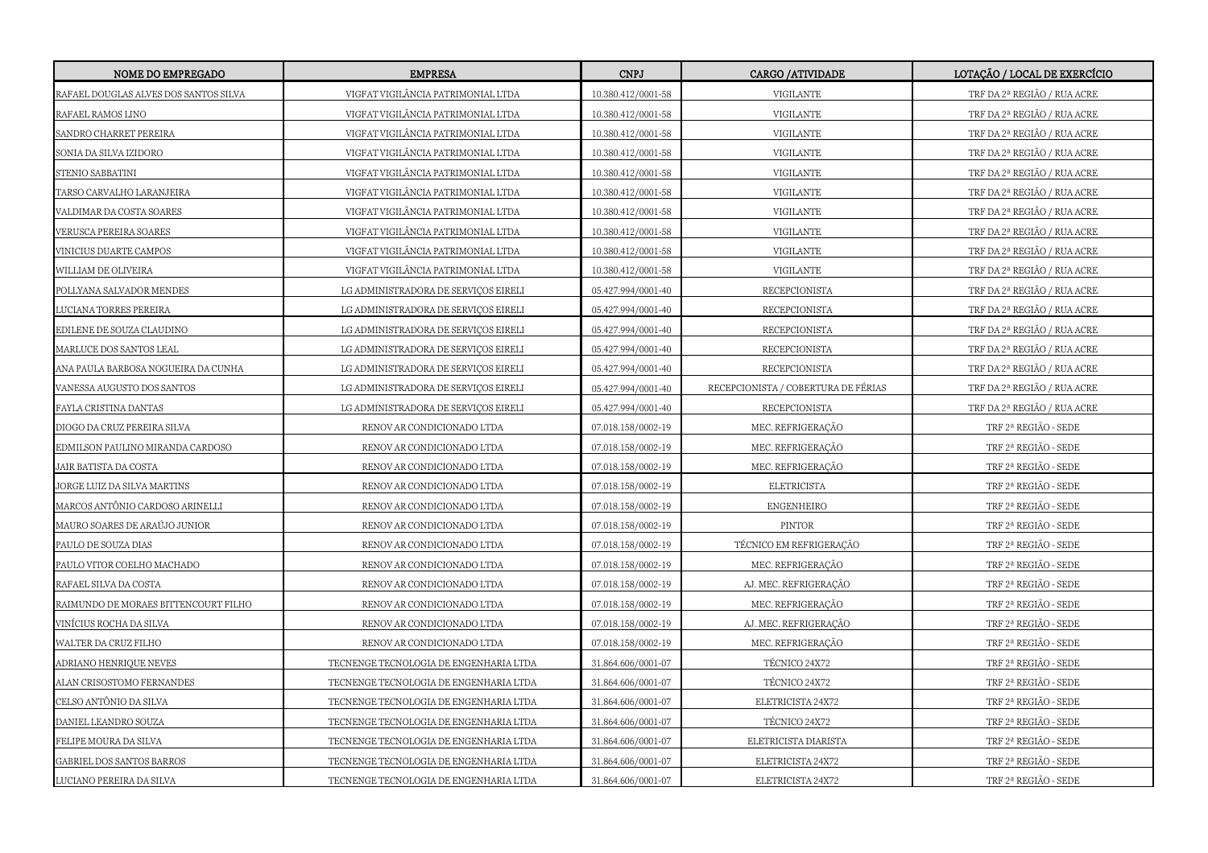| NOME DO EMPREGADO | EMPRESA | CNPJ | CARGO /ATIVIDADE | LOTAÇÃO / LOCAL DE EXERCÍCIO |
|---|---|---|---|---|
| RAFAEL DOUGLAS ALVES DOS SANTOS SILVA | VIGFAT VIGILÂNCIA PATRIMONIAL LTDA | 10.380.412/0001-58 | VIGILANTE | TRF DA 2ª REGIÃO / RUA ACRE |
| RAFAEL RAMOS LINO | VIGFAT VIGILÂNCIA PATRIMONIAL LTDA | 10.380.412/0001-58 | VIGILANTE | TRF DA 2ª REGIÃO / RUA ACRE |
| SANDRO CHARRET PEREIRA | VIGFAT VIGILÂNCIA PATRIMONIAL LTDA | 10.380.412/0001-58 | VIGILANTE | TRF DA 2ª REGIÃO / RUA ACRE |
| SONIA DA SILVA IZIDORO | VIGFAT VIGILÂNCIA PATRIMONIAL LTDA | 10.380.412/0001-58 | VIGILANTE | TRF DA 2ª REGIÃO / RUA ACRE |
| STENIO SABBATINI | VIGFAT VIGILÂNCIA PATRIMONIAL LTDA | 10.380.412/0001-58 | VIGILANTE | TRF DA 2ª REGIÃO / RUA ACRE |
| TARSO CARVALHO LARANJEIRA | VIGFAT VIGILÂNCIA PATRIMONIAL LTDA | 10.380.412/0001-58 | VIGILANTE | TRF DA 2ª REGIÃO / RUA ACRE |
| VALDIMAR DA COSTA SOARES | VIGFAT VIGILÂNCIA PATRIMONIAL LTDA | 10.380.412/0001-58 | VIGILANTE | TRF DA 2ª REGIÃO / RUA ACRE |
| VERUSCA PEREIRA SOARES | VIGFAT VIGILÂNCIA PATRIMONIAL LTDA | 10.380.412/0001-58 | VIGILANTE | TRF DA 2ª REGIÃO / RUA ACRE |
| VINICIUS DUARTE CAMPOS | VIGFAT VIGILÂNCIA PATRIMONIAL LTDA | 10.380.412/0001-58 | VIGILANTE | TRF DA 2ª REGIÃO / RUA ACRE |
| WILLIAM DE OLIVEIRA | VIGFAT VIGILÂNCIA PATRIMONIAL LTDA | 10.380.412/0001-58 | VIGILANTE | TRF DA 2ª REGIÃO / RUA ACRE |
| POLLYANA SALVADOR MENDES | LG ADMINISTRADORA DE SERVIÇOS EIRELI | 05.427.994/0001-40 | RECEPCIONISTA | TRF DA 2ª REGIÃO / RUA ACRE |
| LUCIANA TORRES PEREIRA | LG ADMINISTRADORA DE SERVIÇOS EIRELI | 05.427.994/0001-40 | RECEPCIONISTA | TRF DA 2ª REGIÃO / RUA ACRE |
| EDILENE DE SOUZA CLAUDINO | LG ADMINISTRADORA DE SERVIÇOS EIRELI | 05.427.994/0001-40 | RECEPCIONISTA | TRF DA 2ª REGIÃO / RUA ACRE |
| MARLUCE DOS SANTOS LEAL | LG ADMINISTRADORA DE SERVIÇOS EIRELI | 05.427.994/0001-40 | RECEPCIONISTA | TRF DA 2ª REGIÃO / RUA ACRE |
| ANA PAULA BARBOSA NOGUEIRA DA CUNHA | LG ADMINISTRADORA DE SERVIÇOS EIRELI | 05.427.994/0001-40 | RECEPCIONISTA | TRF DA 2ª REGIÃO / RUA ACRE |
| VANESSA AUGUSTO DOS SANTOS | LG ADMINISTRADORA DE SERVIÇOS EIRELI | 05.427.994/0001-40 | RECEPCIONISTA / COBERTURA DE FÉRIAS | TRF DA 2ª REGIÃO / RUA ACRE |
| FAYLA CRISTINA DANTAS | LG ADMINISTRADORA DE SERVIÇOS EIRELI | 05.427.994/0001-40 | RECEPCIONISTA | TRF DA 2ª REGIÃO / RUA ACRE |
| DIOGO DA CRUZ PEREIRA SILVA | RENOV AR CONDICIONADO LTDA | 07.018.158/0002-19 | MEC. REFRIGERAÇÃO | TRF 2ª REGIÃO - SEDE |
| EDMILSON PAULINO MIRANDA CARDOSO | RENOV AR CONDICIONADO LTDA | 07.018.158/0002-19 | MEC. REFRIGERAÇÃO | TRF 2ª REGIÃO - SEDE |
| JAIR BATISTA DA COSTA | RENOV AR CONDICIONADO LTDA | 07.018.158/0002-19 | MEC. REFRIGERAÇÃO | TRF 2ª REGIÃO - SEDE |
| JORGE LUIZ DA SILVA MARTINS | RENOV AR CONDICIONADO LTDA | 07.018.158/0002-19 | ELETRICISTA | TRF 2ª REGIÃO - SEDE |
| MARCOS ANTÔNIO CARDOSO ARINELLI | RENOV AR CONDICIONADO LTDA | 07.018.158/0002-19 | ENGENHEIRO | TRF 2ª REGIÃO - SEDE |
| MAURO SOARES DE ARAÚJO JUNIOR | RENOV AR CONDICIONADO LTDA | 07.018.158/0002-19 | PINTOR | TRF 2ª REGIÃO - SEDE |
| PAULO DE SOUZA DIAS | RENOV AR CONDICIONADO LTDA | 07.018.158/0002-19 | TÉCNICO EM REFRIGERAÇÃO | TRF 2ª REGIÃO - SEDE |
| PAULO VITOR COELHO MACHADO | RENOV AR CONDICIONADO LTDA | 07.018.158/0002-19 | MEC. REFRIGERAÇÃO | TRF 2ª REGIÃO - SEDE |
| RAFAEL SILVA DA COSTA | RENOV AR CONDICIONADO LTDA | 07.018.158/0002-19 | AJ. MEC. REFRIGERAÇÃO | TRF 2ª REGIÃO - SEDE |
| RAIMUNDO DE MORAES BITTENCOURT FILHO | RENOV AR CONDICIONADO LTDA | 07.018.158/0002-19 | MEC. REFRIGERAÇÃO | TRF 2ª REGIÃO - SEDE |
| VINÍCIUS ROCHA DA SILVA | RENOV AR CONDICIONADO LTDA | 07.018.158/0002-19 | AJ. MEC. REFRIGERAÇÃO | TRF 2ª REGIÃO - SEDE |
| WALTER DA CRUZ FILHO | RENOV AR CONDICIONADO LTDA | 07.018.158/0002-19 | MEC. REFRIGERAÇÃO | TRF 2ª REGIÃO - SEDE |
| ADRIANO HENRIQUE NEVES | TECNENGE TECNOLOGIA DE ENGENHARIA LTDA | 31.864.606/0001-07 | TÉCNICO 24X72 | TRF 2ª REGIÃO - SEDE |
| ALAN CRISOSTOMO FERNANDES | TECNENGE TECNOLOGIA DE ENGENHARIA LTDA | 31.864.606/0001-07 | TÉCNICO 24X72 | TRF 2ª REGIÃO - SEDE |
| CELSO ANTÔNIO DA SILVA | TECNENGE TECNOLOGIA DE ENGENHARIA LTDA | 31.864.606/0001-07 | ELETRICISTA 24X72 | TRF 2ª REGIÃO - SEDE |
| DANIEL LEANDRO SOUZA | TECNENGE TECNOLOGIA DE ENGENHARIA LTDA | 31.864.606/0001-07 | TÉCNICO 24X72 | TRF 2ª REGIÃO - SEDE |
| FELIPE MOURA DA SILVA | TECNENGE TECNOLOGIA DE ENGENHARIA LTDA | 31.864.606/0001-07 | ELETRICISTA DIARISTA | TRF 2ª REGIÃO - SEDE |
| GABRIEL DOS SANTOS BARROS | TECNENGE TECNOLOGIA DE ENGENHARIA LTDA | 31.864.606/0001-07 | ELETRICISTA 24X72 | TRF 2ª REGIÃO - SEDE |
| LUCIANO PEREIRA DA SILVA | TECNENGE TECNOLOGIA DE ENGENHARIA LTDA | 31.864.606/0001-07 | ELETRICISTA 24X72 | TRF 2ª REGIÃO - SEDE |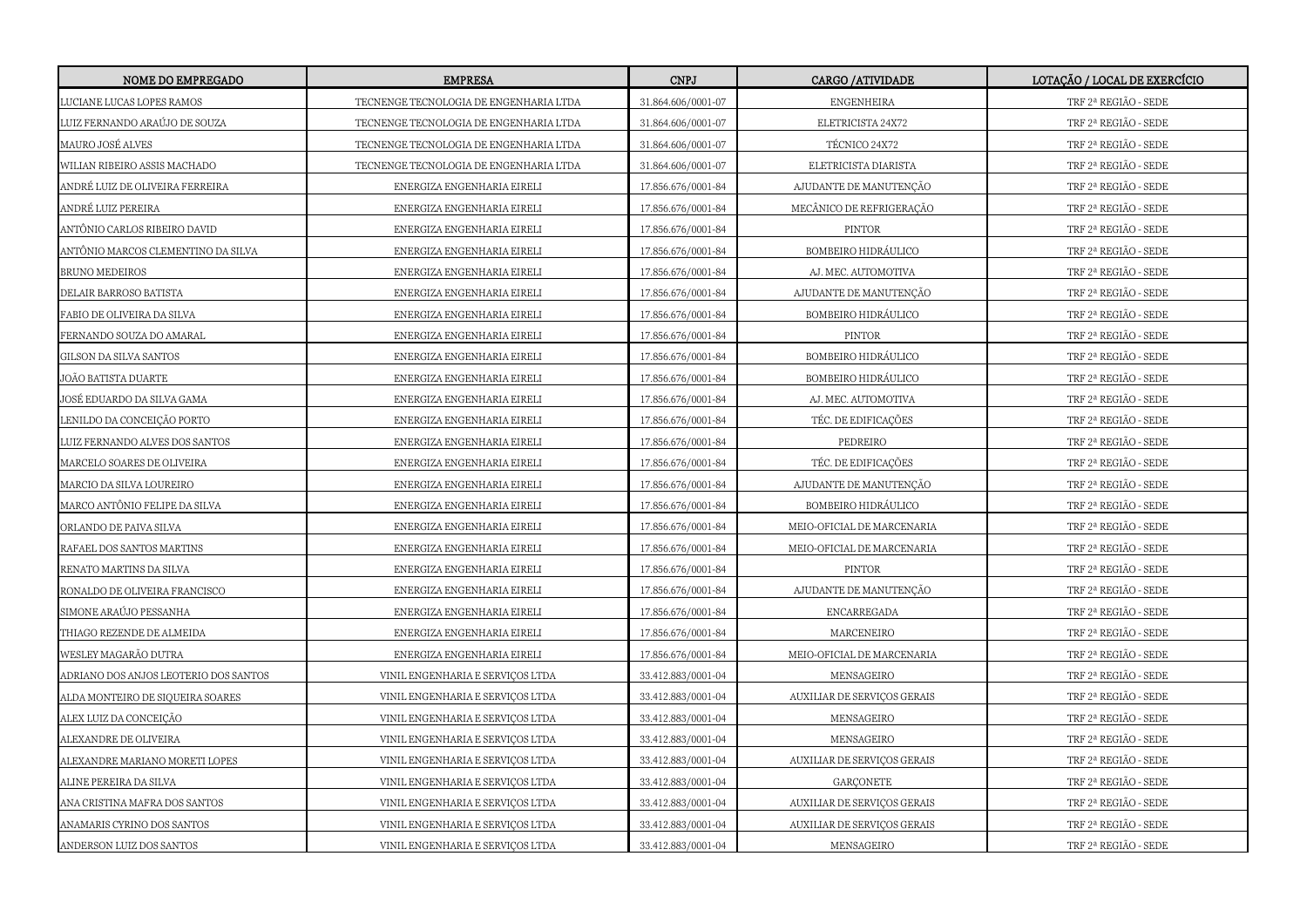| NOME DO EMPREGADO | EMPRESA | CNPJ | CARGO /ATIVIDADE | LOTAÇÃO / LOCAL DE EXERCÍCIO |
|---|---|---|---|---|
| LUCIANE LUCAS LOPES RAMOS | TECNENGE TECNOLOGIA DE ENGENHARIA LTDA | 31.864.606/0001-07 | ENGENHEIRA | TRF 2ª REGIÃO - SEDE |
| LUIZ FERNANDO ARAÚJO DE SOUZA | TECNENGE TECNOLOGIA DE ENGENHARIA LTDA | 31.864.606/0001-07 | ELETRICISTA 24X72 | TRF 2ª REGIÃO - SEDE |
| MAURO JOSÉ ALVES | TECNENGE TECNOLOGIA DE ENGENHARIA LTDA | 31.864.606/0001-07 | TÉCNICO 24X72 | TRF 2ª REGIÃO - SEDE |
| WILIAN RIBEIRO ASSIS MACHADO | TECNENGE TECNOLOGIA DE ENGENHARIA LTDA | 31.864.606/0001-07 | ELETRICISTA DIARISTA | TRF 2ª REGIÃO - SEDE |
| ANDRÉ LUIZ DE OLIVEIRA FERREIRA | ENERGIZA ENGENHARIA EIRELI | 17.856.676/0001-84 | AJUDANTE DE MANUTENÇÃO | TRF 2ª REGIÃO - SEDE |
| ANDRÉ LUIZ PEREIRA | ENERGIZA ENGENHARIA EIRELI | 17.856.676/0001-84 | MECÂNICO DE REFRIGERAÇÃO | TRF 2ª REGIÃO - SEDE |
| ANTÔNIO CARLOS RIBEIRO DAVID | ENERGIZA ENGENHARIA EIRELI | 17.856.676/0001-84 | PINTOR | TRF 2ª REGIÃO - SEDE |
| ANTÔNIO MARCOS CLEMENTINO DA SILVA | ENERGIZA ENGENHARIA EIRELI | 17.856.676/0001-84 | BOMBEIRO HIDRÁULICO | TRF 2ª REGIÃO - SEDE |
| BRUNO MEDEIROS | ENERGIZA ENGENHARIA EIRELI | 17.856.676/0001-84 | AJ. MEC. AUTOMOTIVA | TRF 2ª REGIÃO - SEDE |
| DELAIR BARROSO BATISTA | ENERGIZA ENGENHARIA EIRELI | 17.856.676/0001-84 | AJUDANTE DE MANUTENÇÃO | TRF 2ª REGIÃO - SEDE |
| FABIO DE OLIVEIRA DA SILVA | ENERGIZA ENGENHARIA EIRELI | 17.856.676/0001-84 | BOMBEIRO HIDRÁULICO | TRF 2ª REGIÃO - SEDE |
| FERNANDO SOUZA DO AMARAL | ENERGIZA ENGENHARIA EIRELI | 17.856.676/0001-84 | PINTOR | TRF 2ª REGIÃO - SEDE |
| GILSON DA SILVA SANTOS | ENERGIZA ENGENHARIA EIRELI | 17.856.676/0001-84 | BOMBEIRO HIDRÁULICO | TRF 2ª REGIÃO - SEDE |
| JOÃO BATISTA DUARTE | ENERGIZA ENGENHARIA EIRELI | 17.856.676/0001-84 | BOMBEIRO HIDRÁULICO | TRF 2ª REGIÃO - SEDE |
| JOSÉ EDUARDO DA SILVA GAMA | ENERGIZA ENGENHARIA EIRELI | 17.856.676/0001-84 | AJ. MEC. AUTOMOTIVA | TRF 2ª REGIÃO - SEDE |
| LENILDO DA CONCEIÇÃO PORTO | ENERGIZA ENGENHARIA EIRELI | 17.856.676/0001-84 | TÉC. DE EDIFICAÇÕES | TRF 2ª REGIÃO - SEDE |
| LUIZ FERNANDO ALVES DOS SANTOS | ENERGIZA ENGENHARIA EIRELI | 17.856.676/0001-84 | PEDREIRO | TRF 2ª REGIÃO - SEDE |
| MARCELO SOARES DE OLIVEIRA | ENERGIZA ENGENHARIA EIRELI | 17.856.676/0001-84 | TÉC. DE EDIFICAÇÕES | TRF 2ª REGIÃO - SEDE |
| MARCIO DA SILVA LOUREIRO | ENERGIZA ENGENHARIA EIRELI | 17.856.676/0001-84 | AJUDANTE DE MANUTENÇÃO | TRF 2ª REGIÃO - SEDE |
| MARCO ANTÔNIO FELIPE DA SILVA | ENERGIZA ENGENHARIA EIRELI | 17.856.676/0001-84 | BOMBEIRO HIDRÁULICO | TRF 2ª REGIÃO - SEDE |
| ORLANDO DE PAIVA SILVA | ENERGIZA ENGENHARIA EIRELI | 17.856.676/0001-84 | MEIO-OFICIAL DE MARCENARIA | TRF 2ª REGIÃO - SEDE |
| RAFAEL DOS SANTOS MARTINS | ENERGIZA ENGENHARIA EIRELI | 17.856.676/0001-84 | MEIO-OFICIAL DE MARCENARIA | TRF 2ª REGIÃO - SEDE |
| RENATO MARTINS DA SILVA | ENERGIZA ENGENHARIA EIRELI | 17.856.676/0001-84 | PINTOR | TRF 2ª REGIÃO - SEDE |
| RONALDO DE OLIVEIRA FRANCISCO | ENERGIZA ENGENHARIA EIRELI | 17.856.676/0001-84 | AJUDANTE DE MANUTENÇÃO | TRF 2ª REGIÃO - SEDE |
| SIMONE ARAÚJO PESSANHA | ENERGIZA ENGENHARIA EIRELI | 17.856.676/0001-84 | ENCARREGADA | TRF 2ª REGIÃO - SEDE |
| THIAGO REZENDE DE ALMEIDA | ENERGIZA ENGENHARIA EIRELI | 17.856.676/0001-84 | MARCENEIRO | TRF 2ª REGIÃO - SEDE |
| WESLEY MAGARÃO DUTRA | ENERGIZA ENGENHARIA EIRELI | 17.856.676/0001-84 | MEIO-OFICIAL DE MARCENARIA | TRF 2ª REGIÃO - SEDE |
| ADRIANO DOS ANJOS LEOTERIO DOS SANTOS | VINIL ENGENHARIA E SERVIÇOS LTDA | 33.412.883/0001-04 | MENSAGEIRO | TRF 2ª REGIÃO - SEDE |
| ALDA MONTEIRO DE SIQUEIRA SOARES | VINIL ENGENHARIA E SERVIÇOS LTDA | 33.412.883/0001-04 | AUXILIAR DE SERVIÇOS GERAIS | TRF 2ª REGIÃO - SEDE |
| ALEX LUIZ DA CONCEIÇÃO | VINIL ENGENHARIA E SERVIÇOS LTDA | 33.412.883/0001-04 | MENSAGEIRO | TRF 2ª REGIÃO - SEDE |
| ALEXANDRE DE OLIVEIRA | VINIL ENGENHARIA E SERVIÇOS LTDA | 33.412.883/0001-04 | MENSAGEIRO | TRF 2ª REGIÃO - SEDE |
| ALEXANDRE MARIANO MORETI LOPES | VINIL ENGENHARIA E SERVIÇOS LTDA | 33.412.883/0001-04 | AUXILIAR DE SERVIÇOS GERAIS | TRF 2ª REGIÃO - SEDE |
| ALINE PEREIRA DA SILVA | VINIL ENGENHARIA E SERVIÇOS LTDA | 33.412.883/0001-04 | GARÇONETE | TRF 2ª REGIÃO - SEDE |
| ANA CRISTINA MAFRA DOS SANTOS | VINIL ENGENHARIA E SERVIÇOS LTDA | 33.412.883/0001-04 | AUXILIAR DE SERVIÇOS GERAIS | TRF 2ª REGIÃO - SEDE |
| ANAMARIS CYRINO DOS SANTOS | VINIL ENGENHARIA E SERVIÇOS LTDA | 33.412.883/0001-04 | AUXILIAR DE SERVIÇOS GERAIS | TRF 2ª REGIÃO - SEDE |
| ANDERSON LUIZ DOS SANTOS | VINIL ENGENHARIA E SERVIÇOS LTDA | 33.412.883/0001-04 | MENSAGEIRO | TRF 2ª REGIÃO - SEDE |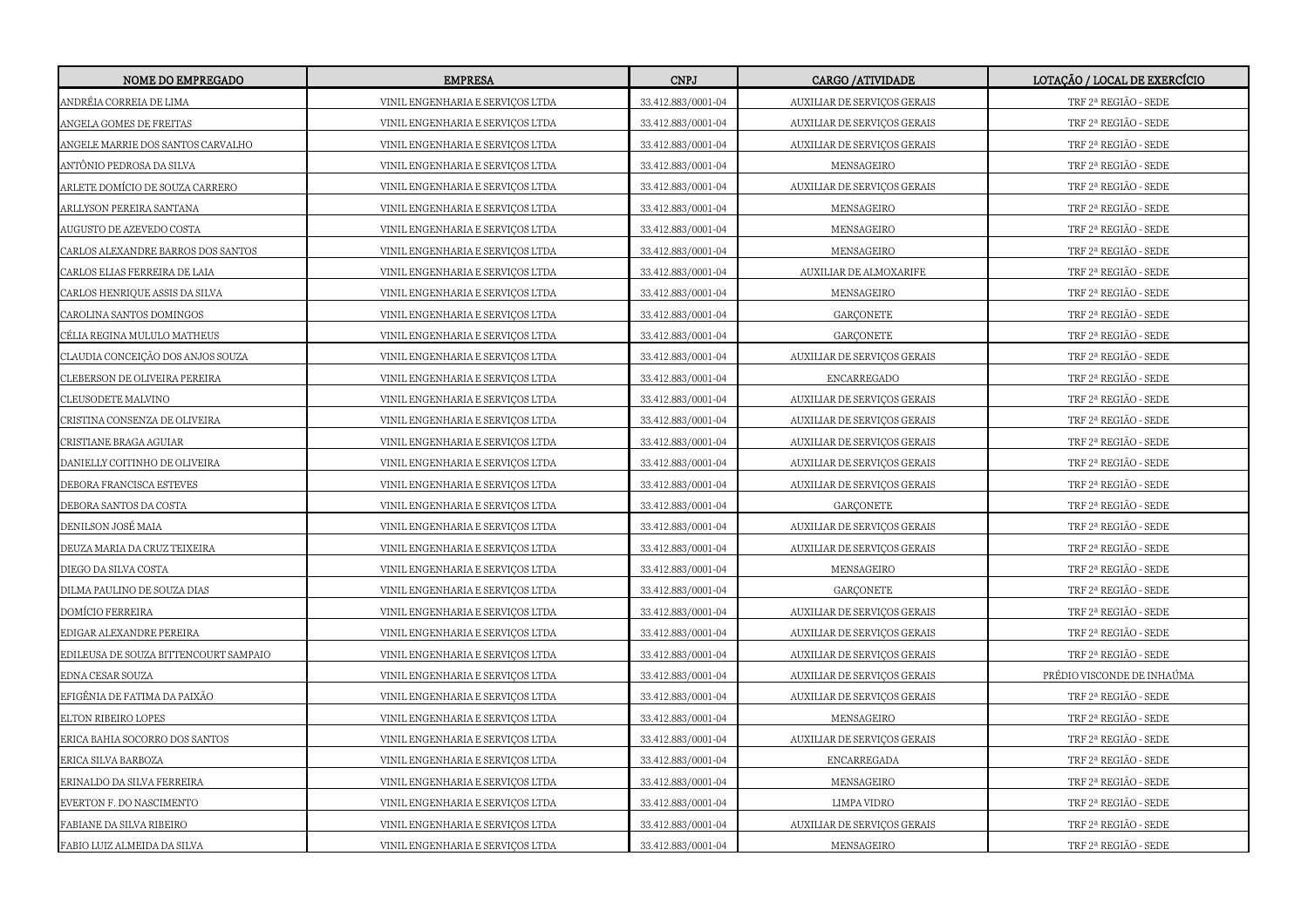| NOME DO EMPREGADO | EMPRESA | CNPJ | CARGO /ATIVIDADE | LOTAÇÃO / LOCAL DE EXERCÍCIO |
|---|---|---|---|---|
| ANDRÉIA CORREIA DE LIMA | VINIL ENGENHARIA E SERVIÇOS LTDA | 33.412.883/0001-04 | AUXILIAR DE SERVIÇOS GERAIS | TRF 2ª REGIÃO - SEDE |
| ANGELA GOMES DE FREITAS | VINIL ENGENHARIA E SERVIÇOS LTDA | 33.412.883/0001-04 | AUXILIAR DE SERVIÇOS GERAIS | TRF 2ª REGIÃO - SEDE |
| ANGELE MARRIE DOS SANTOS CARVALHO | VINIL ENGENHARIA E SERVIÇOS LTDA | 33.412.883/0001-04 | AUXILIAR DE SERVIÇOS GERAIS | TRF 2ª REGIÃO - SEDE |
| ANTÔNIO PEDROSA DA SILVA | VINIL ENGENHARIA E SERVIÇOS LTDA | 33.412.883/0001-04 | MENSAGEIRO | TRF 2ª REGIÃO - SEDE |
| ARLETE DOMÍCIO DE SOUZA CARRERO | VINIL ENGENHARIA E SERVIÇOS LTDA | 33.412.883/0001-04 | AUXILIAR DE SERVIÇOS GERAIS | TRF 2ª REGIÃO - SEDE |
| ARLLYSON PEREIRA SANTANA | VINIL ENGENHARIA E SERVIÇOS LTDA | 33.412.883/0001-04 | MENSAGEIRO | TRF 2ª REGIÃO - SEDE |
| AUGUSTO DE AZEVEDO COSTA | VINIL ENGENHARIA E SERVIÇOS LTDA | 33.412.883/0001-04 | MENSAGEIRO | TRF 2ª REGIÃO - SEDE |
| CARLOS ALEXANDRE BARROS DOS SANTOS | VINIL ENGENHARIA E SERVIÇOS LTDA | 33.412.883/0001-04 | MENSAGEIRO | TRF 2ª REGIÃO - SEDE |
| CARLOS ELIAS FERREIRA DE LAIA | VINIL ENGENHARIA E SERVIÇOS LTDA | 33.412.883/0001-04 | AUXILIAR DE ALMOXARIFE | TRF 2ª REGIÃO - SEDE |
| CARLOS HENRIQUE ASSIS DA SILVA | VINIL ENGENHARIA E SERVIÇOS LTDA | 33.412.883/0001-04 | MENSAGEIRO | TRF 2ª REGIÃO - SEDE |
| CAROLINA SANTOS DOMINGOS | VINIL ENGENHARIA E SERVIÇOS LTDA | 33.412.883/0001-04 | GARÇONETE | TRF 2ª REGIÃO - SEDE |
| CÉLIA REGINA MULULO MATHEUS | VINIL ENGENHARIA E SERVIÇOS LTDA | 33.412.883/0001-04 | GARÇONETE | TRF 2ª REGIÃO - SEDE |
| CLAUDIA CONCEIÇÃO DOS ANJOS SOUZA | VINIL ENGENHARIA E SERVIÇOS LTDA | 33.412.883/0001-04 | AUXILIAR DE SERVIÇOS GERAIS | TRF 2ª REGIÃO - SEDE |
| CLEBERSON DE OLIVEIRA PEREIRA | VINIL ENGENHARIA E SERVIÇOS LTDA | 33.412.883/0001-04 | ENCARREGADO | TRF 2ª REGIÃO - SEDE |
| CLEUSODETE MALVINO | VINIL ENGENHARIA E SERVIÇOS LTDA | 33.412.883/0001-04 | AUXILIAR DE SERVIÇOS GERAIS | TRF 2ª REGIÃO - SEDE |
| CRISTINA CONSENZA DE OLIVEIRA | VINIL ENGENHARIA E SERVIÇOS LTDA | 33.412.883/0001-04 | AUXILIAR DE SERVIÇOS GERAIS | TRF 2ª REGIÃO - SEDE |
| CRISTIANE BRAGA AGUIAR | VINIL ENGENHARIA E SERVIÇOS LTDA | 33.412.883/0001-04 | AUXILIAR DE SERVIÇOS GERAIS | TRF 2ª REGIÃO - SEDE |
| DANIELLY COITINHO DE OLIVEIRA | VINIL ENGENHARIA E SERVIÇOS LTDA | 33.412.883/0001-04 | AUXILIAR DE SERVIÇOS GERAIS | TRF 2ª REGIÃO - SEDE |
| DEBORA FRANCISCA ESTEVES | VINIL ENGENHARIA E SERVIÇOS LTDA | 33.412.883/0001-04 | AUXILIAR DE SERVIÇOS GERAIS | TRF 2ª REGIÃO - SEDE |
| DEBORA SANTOS DA COSTA | VINIL ENGENHARIA E SERVIÇOS LTDA | 33.412.883/0001-04 | GARÇONETE | TRF 2ª REGIÃO - SEDE |
| DENILSON JOSÉ MAIA | VINIL ENGENHARIA E SERVIÇOS LTDA | 33.412.883/0001-04 | AUXILIAR DE SERVIÇOS GERAIS | TRF 2ª REGIÃO - SEDE |
| DEUZA MARIA DA CRUZ TEIXEIRA | VINIL ENGENHARIA E SERVIÇOS LTDA | 33.412.883/0001-04 | AUXILIAR DE SERVIÇOS GERAIS | TRF 2ª REGIÃO - SEDE |
| DIEGO DA SILVA COSTA | VINIL ENGENHARIA E SERVIÇOS LTDA | 33.412.883/0001-04 | MENSAGEIRO | TRF 2ª REGIÃO - SEDE |
| DILMA PAULINO DE SOUZA DIAS | VINIL ENGENHARIA E SERVIÇOS LTDA | 33.412.883/0001-04 | GARÇONETE | TRF 2ª REGIÃO - SEDE |
| DOMÍCIO FERREIRA | VINIL ENGENHARIA E SERVIÇOS LTDA | 33.412.883/0001-04 | AUXILIAR DE SERVIÇOS GERAIS | TRF 2ª REGIÃO - SEDE |
| EDIGAR ALEXANDRE PEREIRA | VINIL ENGENHARIA E SERVIÇOS LTDA | 33.412.883/0001-04 | AUXILIAR DE SERVIÇOS GERAIS | TRF 2ª REGIÃO - SEDE |
| EDILEUSA DE SOUZA BITTENCOURT SAMPAIO | VINIL ENGENHARIA E SERVIÇOS LTDA | 33.412.883/0001-04 | AUXILIAR DE SERVIÇOS GERAIS | TRF 2ª REGIÃO - SEDE |
| EDNA CESAR SOUZA | VINIL ENGENHARIA E SERVIÇOS LTDA | 33.412.883/0001-04 | AUXILIAR DE SERVIÇOS GERAIS | PRÉDIO VISCONDE DE INHAÚMA |
| EFIGÊNIA DE FATIMA DA PAIXÃO | VINIL ENGENHARIA E SERVIÇOS LTDA | 33.412.883/0001-04 | AUXILIAR DE SERVIÇOS GERAIS | TRF 2ª REGIÃO - SEDE |
| ELTON RIBEIRO LOPES | VINIL ENGENHARIA E SERVIÇOS LTDA | 33.412.883/0001-04 | MENSAGEIRO | TRF 2ª REGIÃO - SEDE |
| ERICA BAHIA SOCORRO DOS SANTOS | VINIL ENGENHARIA E SERVIÇOS LTDA | 33.412.883/0001-04 | AUXILIAR DE SERVIÇOS GERAIS | TRF 2ª REGIÃO - SEDE |
| ERICA SILVA BARBOZA | VINIL ENGENHARIA E SERVIÇOS LTDA | 33.412.883/0001-04 | ENCARREGADA | TRF 2ª REGIÃO - SEDE |
| ERINALDO DA SILVA FERREIRA | VINIL ENGENHARIA E SERVIÇOS LTDA | 33.412.883/0001-04 | MENSAGEIRO | TRF 2ª REGIÃO - SEDE |
| EVERTON F. DO NASCIMENTO | VINIL ENGENHARIA E SERVIÇOS LTDA | 33.412.883/0001-04 | LIMPA VIDRO | TRF 2ª REGIÃO - SEDE |
| FABIANE DA SILVA RIBEIRO | VINIL ENGENHARIA E SERVIÇOS LTDA | 33.412.883/0001-04 | AUXILIAR DE SERVIÇOS GERAIS | TRF 2ª REGIÃO - SEDE |
| FABIO LUIZ ALMEIDA DA SILVA | VINIL ENGENHARIA E SERVIÇOS LTDA | 33.412.883/0001-04 | MENSAGEIRO | TRF 2ª REGIÃO - SEDE |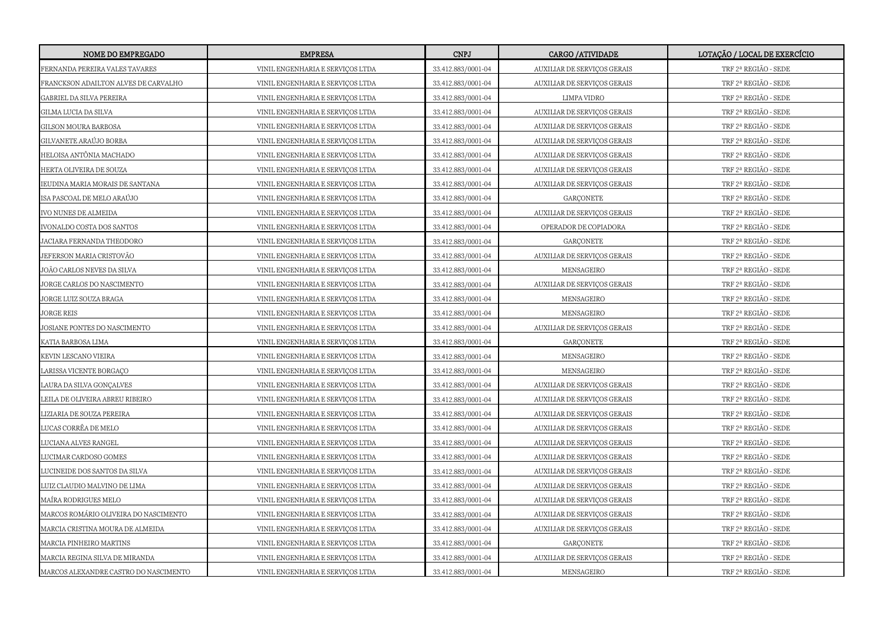| NOME DO EMPREGADO | EMPRESA | CNPJ | CARGO /ATIVIDADE | LOTAÇÃO / LOCAL DE EXERCÍCIO |
|---|---|---|---|---|
| FERNANDA PEREIRA VALES TAVARES | VINIL ENGENHARIA E SERVIÇOS LTDA | 33.412.883/0001-04 | AUXILIAR DE SERVIÇOS GERAIS | TRF 2ª REGIÃO - SEDE |
| FRANCKSON ADAILTON ALVES DE CARVALHO | VINIL ENGENHARIA E SERVIÇOS LTDA | 33.412.883/0001-04 | AUXILIAR DE SERVIÇOS GERAIS | TRF 2ª REGIÃO - SEDE |
| GABRIEL DA SILVA PEREIRA | VINIL ENGENHARIA E SERVIÇOS LTDA | 33.412.883/0001-04 | LIMPA VIDRO | TRF 2ª REGIÃO - SEDE |
| GILMA LUCIA DA SILVA | VINIL ENGENHARIA E SERVIÇOS LTDA | 33.412.883/0001-04 | AUXILIAR DE SERVIÇOS GERAIS | TRF 2ª REGIÃO - SEDE |
| GILSON MOURA BARBOSA | VINIL ENGENHARIA E SERVIÇOS LTDA | 33.412.883/0001-04 | AUXILIAR DE SERVIÇOS GERAIS | TRF 2ª REGIÃO - SEDE |
| GILVANETE ARAÚJO BORBA | VINIL ENGENHARIA E SERVIÇOS LTDA | 33.412.883/0001-04 | AUXILIAR DE SERVIÇOS GERAIS | TRF 2ª REGIÃO - SEDE |
| HELOISA ANTÔNIA MACHADO | VINIL ENGENHARIA E SERVIÇOS LTDA | 33.412.883/0001-04 | AUXILIAR DE SERVIÇOS GERAIS | TRF 2ª REGIÃO - SEDE |
| HERTA OLIVEIRA DE SOUZA | VINIL ENGENHARIA E SERVIÇOS LTDA | 33.412.883/0001-04 | AUXILIAR DE SERVIÇOS GERAIS | TRF 2ª REGIÃO - SEDE |
| IEUDINA MARIA MORAIS DE SANTANA | VINIL ENGENHARIA E SERVIÇOS LTDA | 33.412.883/0001-04 | AUXILIAR DE SERVIÇOS GERAIS | TRF 2ª REGIÃO - SEDE |
| ISA PASCOAL DE MELO ARAÚJO | VINIL ENGENHARIA E SERVIÇOS LTDA | 33.412.883/0001-04 | GARÇONETE | TRF 2ª REGIÃO - SEDE |
| IVO NUNES DE ALMEIDA | VINIL ENGENHARIA E SERVIÇOS LTDA | 33.412.883/0001-04 | AUXILIAR DE SERVIÇOS GERAIS | TRF 2ª REGIÃO - SEDE |
| IVONALDO COSTA DOS SANTOS | VINIL ENGENHARIA E SERVIÇOS LTDA | 33.412.883/0001-04 | OPERADOR DE COPIADORA | TRF 2ª REGIÃO - SEDE |
| JACIARA FERNANDA THEODORO | VINIL ENGENHARIA E SERVIÇOS LTDA | 33.412.883/0001-04 | GARÇONETE | TRF 2ª REGIÃO - SEDE |
| JEFERSON MARIA CRISTOVÃO | VINIL ENGENHARIA E SERVIÇOS LTDA | 33.412.883/0001-04 | AUXILIAR DE SERVIÇOS GERAIS | TRF 2ª REGIÃO - SEDE |
| JOÃO CARLOS NEVES DA SILVA | VINIL ENGENHARIA E SERVIÇOS LTDA | 33.412.883/0001-04 | MENSAGEIRO | TRF 2ª REGIÃO - SEDE |
| JORGE CARLOS DO NASCIMENTO | VINIL ENGENHARIA E SERVIÇOS LTDA | 33.412.883/0001-04 | AUXILIAR DE SERVIÇOS GERAIS | TRF 2ª REGIÃO - SEDE |
| JORGE LUIZ SOUZA BRAGA | VINIL ENGENHARIA E SERVIÇOS LTDA | 33.412.883/0001-04 | MENSAGEIRO | TRF 2ª REGIÃO - SEDE |
| JORGE REIS | VINIL ENGENHARIA E SERVIÇOS LTDA | 33.412.883/0001-04 | MENSAGEIRO | TRF 2ª REGIÃO - SEDE |
| JOSIANE PONTES DO NASCIMENTO | VINIL ENGENHARIA E SERVIÇOS LTDA | 33.412.883/0001-04 | AUXILIAR DE SERVIÇOS GERAIS | TRF 2ª REGIÃO - SEDE |
| KATIA BARBOSA LIMA | VINIL ENGENHARIA E SERVIÇOS LTDA | 33.412.883/0001-04 | GARÇONETE | TRF 2ª REGIÃO - SEDE |
| KEVIN LESCANO VIEIRA | VINIL ENGENHARIA E SERVIÇOS LTDA | 33.412.883/0001-04 | MENSAGEIRO | TRF 2ª REGIÃO - SEDE |
| LARISSA VICENTE BORGAÇO | VINIL ENGENHARIA E SERVIÇOS LTDA | 33.412.883/0001-04 | MENSAGEIRO | TRF 2ª REGIÃO - SEDE |
| LAURA DA SILVA GONÇALVES | VINIL ENGENHARIA E SERVIÇOS LTDA | 33.412.883/0001-04 | AUXILIAR DE SERVIÇOS GERAIS | TRF 2ª REGIÃO - SEDE |
| LEILA DE OLIVEIRA ABREU RIBEIRO | VINIL ENGENHARIA E SERVIÇOS LTDA | 33.412.883/0001-04 | AUXILIAR DE SERVIÇOS GERAIS | TRF 2ª REGIÃO - SEDE |
| LIZIARIA DE SOUZA PEREIRA | VINIL ENGENHARIA E SERVIÇOS LTDA | 33.412.883/0001-04 | AUXILIAR DE SERVIÇOS GERAIS | TRF 2ª REGIÃO - SEDE |
| LUCAS CORRÊA DE MELO | VINIL ENGENHARIA E SERVIÇOS LTDA | 33.412.883/0001-04 | AUXILIAR DE SERVIÇOS GERAIS | TRF 2ª REGIÃO - SEDE |
| LUCIANA ALVES RANGEL | VINIL ENGENHARIA E SERVIÇOS LTDA | 33.412.883/0001-04 | AUXILIAR DE SERVIÇOS GERAIS | TRF 2ª REGIÃO - SEDE |
| LUCIMAR CARDOSO GOMES | VINIL ENGENHARIA E SERVIÇOS LTDA | 33.412.883/0001-04 | AUXILIAR DE SERVIÇOS GERAIS | TRF 2ª REGIÃO - SEDE |
| LUCINEIDE DOS SANTOS DA SILVA | VINIL ENGENHARIA E SERVIÇOS LTDA | 33.412.883/0001-04 | AUXILIAR DE SERVIÇOS GERAIS | TRF 2ª REGIÃO - SEDE |
| LUIZ CLAUDIO MALVINO DE LIMA | VINIL ENGENHARIA E SERVIÇOS LTDA | 33.412.883/0001-04 | AUXILIAR DE SERVIÇOS GERAIS | TRF 2ª REGIÃO - SEDE |
| MAÍRA RODRIGUES MELO | VINIL ENGENHARIA E SERVIÇOS LTDA | 33.412.883/0001-04 | AUXILIAR DE SERVIÇOS GERAIS | TRF 2ª REGIÃO - SEDE |
| MARCOS ROMÁRIO OLIVEIRA DO NASCIMENTO | VINIL ENGENHARIA E SERVIÇOS LTDA | 33.412.883/0001-04 | AUXILIAR DE SERVIÇOS GERAIS | TRF 2ª REGIÃO - SEDE |
| MARCIA CRISTINA MOURA DE ALMEIDA | VINIL ENGENHARIA E SERVIÇOS LTDA | 33.412.883/0001-04 | AUXILIAR DE SERVIÇOS GERAIS | TRF 2ª REGIÃO - SEDE |
| MARCIA PINHEIRO MARTINS | VINIL ENGENHARIA E SERVIÇOS LTDA | 33.412.883/0001-04 | GARÇONETE | TRF 2ª REGIÃO - SEDE |
| MARCIA REGINA SILVA DE MIRANDA | VINIL ENGENHARIA E SERVIÇOS LTDA | 33.412.883/0001-04 | AUXILIAR DE SERVIÇOS GERAIS | TRF 2ª REGIÃO - SEDE |
| MARCOS ALEXANDRE CASTRO DO NASCIMENTO | VINIL ENGENHARIA E SERVIÇOS LTDA | 33.412.883/0001-04 | MENSAGEIRO | TRF 2ª REGIÃO - SEDE |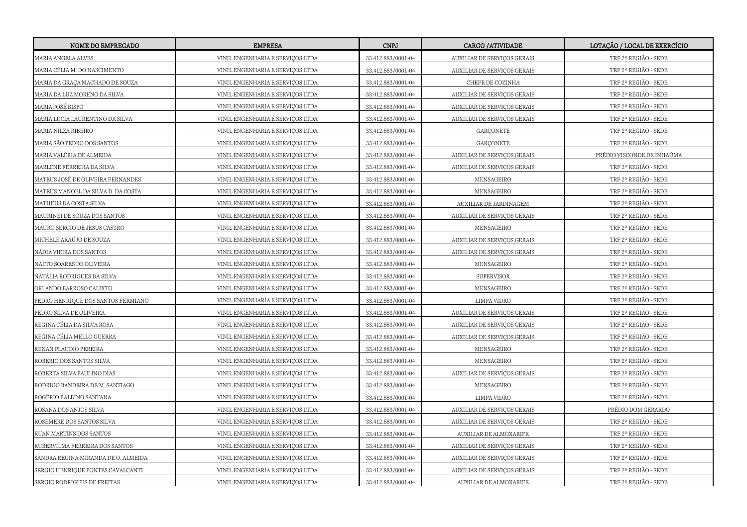| NOME DO EMPREGADO | EMPRESA | CNPJ | CARGO /ATIVIDADE | LOTAÇÃO / LOCAL DE EXERCÍCIO |
|---|---|---|---|---|
| MARIA ANGELA ALVES | VINIL ENGENHARIA E SERVIÇOS LTDA | 33.412.883/0001-04 | AUXILIAR DE SERVIÇOS GERAIS | TRF 2ª REGIÃO - SEDE |
| MARIA CÉLIA M. DO NASCIMENTO | VINIL ENGENHARIA E SERVIÇOS LTDA | 33.412.883/0001-04 | AUXILIAR DE SERVIÇOS GERAIS | TRF 2ª REGIÃO - SEDE |
| MARIA DA GRAÇA MACHADO DE SOUZA | VINIL ENGENHARIA E SERVIÇOS LTDA | 33.412.883/0001-04 | CHEFE DE COZINHA | TRF 2ª REGIÃO - SEDE |
| MARIA DA LUZ MORENO DA SILVA | VINIL ENGENHARIA E SERVIÇOS LTDA | 33.412.883/0001-04 | AUXILIAR DE SERVIÇOS GERAIS | TRF 2ª REGIÃO - SEDE |
| MARIA JOSÉ BISPO | VINIL ENGENHARIA E SERVIÇOS LTDA | 33.412.883/0001-04 | AUXILIAR DE SERVIÇOS GERAIS | TRF 2ª REGIÃO - SEDE |
| MARIA LUCIA LAURENTINO DA SILVA | VINIL ENGENHARIA E SERVIÇOS LTDA | 33.412.883/0001-04 | AUXILIAR DE SERVIÇOS GERAIS | TRF 2ª REGIÃO - SEDE |
| MARIA NILZA RIBEIRO | VINIL ENGENHARIA E SERVIÇOS LTDA | 33.412.883/0001-04 | GARÇONETE | TRF 2ª REGIÃO - SEDE |
| MARIA SÃO PEDRO DOS SANTOS | VINIL ENGENHARIA E SERVIÇOS LTDA | 33.412.883/0001-04 | GARÇONETE | TRF 2ª REGIÃO - SEDE |
| MARIA VALÉRIA DE ALMEIDA | VINIL ENGENHARIA E SERVIÇOS LTDA | 33.412.883/0001-04 | AUXILIAR DE SERVIÇOS GERAIS | PRÉDIO VISCONDE DE INHAÚMA |
| MARLENE FERREIRA DA SILVA | VINIL ENGENHARIA E SERVIÇOS LTDA | 33.412.883/0001-04 | AUXILIAR DE SERVIÇOS GERAIS | TRF 2ª REGIÃO - SEDE |
| MATEUS JOSÉ DE OLIVEIRA FERNANDES | VINIL ENGENHARIA E SERVIÇOS LTDA | 33.412.883/0001-04 | MENSAGEIRO | TRF 2ª REGIÃO - SEDE |
| MATEUS MANOEL DA SILVA D. DA COSTA | VINIL ENGENHARIA E SERVIÇOS LTDA | 33.412.883/0001-04 | MENSAGEIRO | TRF 2ª REGIÃO - SEDE |
| MATHEUS DA COSTA SILVA | VINIL ENGENHARIA E SERVIÇOS LTDA | 33.412.883/0001-04 | AUXILIAR DE JARDINAGEM | TRF 2ª REGIÃO - SEDE |
| MAURINEI DE SOUZA DOS SANTOS | VINIL ENGENHARIA E SERVIÇOS LTDA | 33.412.883/0001-04 | AUXILIAR DE SERVIÇOS GERAIS | TRF 2ª REGIÃO - SEDE |
| MAURO SERGIO DE JESUS CASTRO | VINIL ENGENHARIA E SERVIÇOS LTDA | 33.412.883/0001-04 | MENSAGEIRO | TRF 2ª REGIÃO - SEDE |
| MICHELE ARAÚJO DE SOUZA | VINIL ENGENHARIA E SERVIÇOS LTDA | 33.412.883/0001-04 | AUXILIAR DE SERVIÇOS GERAIS | TRF 2ª REGIÃO - SEDE |
| NÁDIA VIEIRA DOS SANTOS | VINIL ENGENHARIA E SERVIÇOS LTDA | 33.412.883/0001-04 | AUXILIAR DE SERVIÇOS GERAIS | TRF 2ª REGIÃO - SEDE |
| NALTO SOARES DE OLIVEIRA | VINIL ENGENHARIA E SERVIÇOS LTDA | 33.412.883/0001-04 | MENSAGEIRO | TRF 2ª REGIÃO - SEDE |
| NATÁLIA RODRIGUES DA SILVA | VINIL ENGENHARIA E SERVIÇOS LTDA | 33.412.883/0001-04 | SUPERVISOR | TRF 2ª REGIÃO - SEDE |
| ORLANDO BARROSO CALIXTO | VINIL ENGENHARIA E SERVIÇOS LTDA | 33.412.883/0001-04 | MENSAGEIRO | TRF 2ª REGIÃO - SEDE |
| PEDRO HENRIQUE DOS SANTOS FERMIANO | VINIL ENGENHARIA E SERVIÇOS LTDA | 33.412.883/0001-04 | LIMPA VIDRO | TRF 2ª REGIÃO - SEDE |
| PEDRO SILVA DE OLIVEIRA | VINIL ENGENHARIA E SERVIÇOS LTDA | 33.412.883/0001-04 | AUXILIAR DE SERVIÇOS GERAIS | TRF 2ª REGIÃO - SEDE |
| REGINA CÉLIA DA SILVA ROSA | VINIL ENGENHARIA E SERVIÇOS LTDA | 33.412.883/0001-04 | AUXILIAR DE SERVIÇOS GERAIS | TRF 2ª REGIÃO - SEDE |
| REGINA CÉLIA MELLO GUERRA | VINIL ENGENHARIA E SERVIÇOS LTDA | 33.412.883/0001-04 | AUXILIAR DE SERVIÇOS GERAIS | TRF 2ª REGIÃO - SEDE |
| RENAN PLAUDIO PEREIRA | VINIL ENGENHARIA E SERVIÇOS LTDA | 33.412.883/0001-04 | MENSAGEIRO | TRF 2ª REGIÃO - SEDE |
| ROBERIO DOS SANTOS SILVA | VINIL ENGENHARIA E SERVIÇOS LTDA | 33.412.883/0001-04 | MENSAGEIRO | TRF 2ª REGIÃO - SEDE |
| ROBERTA SILVA PAULINO DIAS | VINIL ENGENHARIA E SERVIÇOS LTDA | 33.412.883/0001-04 | AUXILIAR DE SERVIÇOS GERAIS | TRF 2ª REGIÃO - SEDE |
| RODRIGO BANDEIRA DE M. SANTIAGO | VINIL ENGENHARIA E SERVIÇOS LTDA | 33.412.883/0001-04 | MENSAGEIRO | TRF 2ª REGIÃO - SEDE |
| ROGÉRIO BALBINO SANTANA | VINIL ENGENHARIA E SERVIÇOS LTDA | 33.412.883/0001-04 | LIMPA VIDRO | TRF 2ª REGIÃO - SEDE |
| ROSANA DOS ANJOS SILVA | VINIL ENGENHARIA E SERVIÇOS LTDA | 33.412.883/0001-04 | AUXILIAR DE SERVIÇOS GERAIS | PRÉDIO DOM GERARDO |
| ROSEMERE DOS SANTOS SILVA | VINIL ENGENHARIA E SERVIÇOS LTDA | 33.412.883/0001-04 | AUXILIAR DE SERVIÇOS GERAIS | TRF 2ª REGIÃO - SEDE |
| RUAN MARTINS DOS SANTOS | VINIL ENGENHARIA E SERVIÇOS LTDA | 33.412.883/0001-04 | AUXILIAR DE ALMOXARIFE | TRF 2ª REGIÃO - SEDE |
| RUBERVILMA FERREIRA DOS SANTOS | VINIL ENGENHARIA E SERVIÇOS LTDA | 33.412.883/0001-04 | AUXILIAR DE SERVIÇOS GERAIS | TRF 2ª REGIÃO - SEDE |
| SANDRA REGINA MIRANDA DE O. ALMEIDA | VINIL ENGENHARIA E SERVIÇOS LTDA | 33.412.883/0001-04 | AUXILIAR DE SERVIÇOS GERAIS | TRF 2ª REGIÃO - SEDE |
| SERGIO HENRIQUE PONTES CAVALCANTI | VINIL ENGENHARIA E SERVIÇOS LTDA | 33.412.883/0001-04 | AUXILIAR DE SERVIÇOS GERAIS | TRF 2ª REGIÃO - SEDE |
| SERGIO RODRIGUES DE FREITAS | VINIL ENGENHARIA E SERVIÇOS LTDA | 33.412.883/0001-04 | AUXILIAR DE ALMOXARIFE | TRF 2ª REGIÃO - SEDE |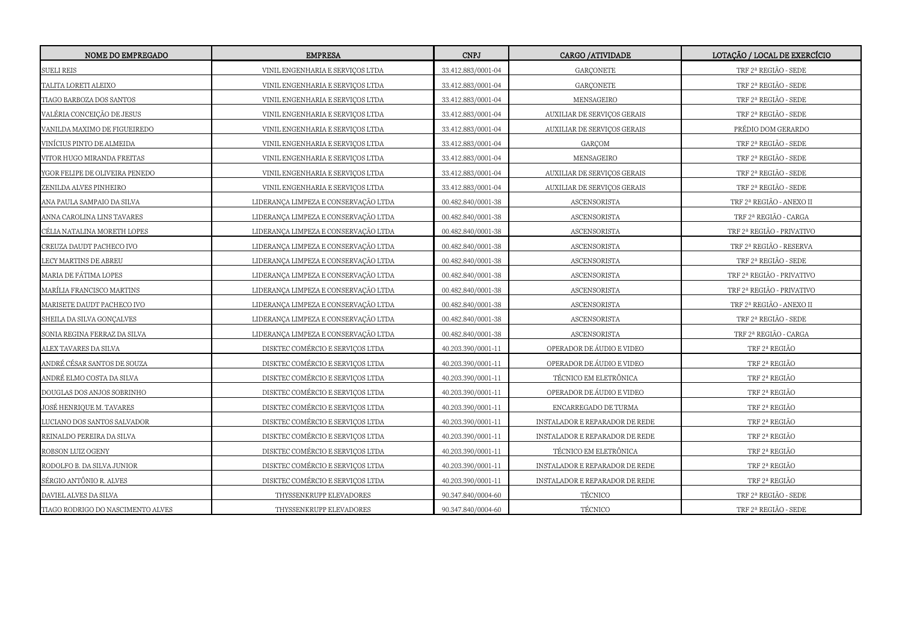| NOME DO EMPREGADO | EMPRESA | CNPJ | CARGO /ATIVIDADE | LOTAÇÃO / LOCAL DE EXERCÍCIO |
|---|---|---|---|---|
| SUELI REIS | VINIL ENGENHARIA E SERVIÇOS LTDA | 33.412.883/0001-04 | GARÇONETE | TRF 2ª REGIÃO - SEDE |
| TALITA LORETI ALEIXO | VINIL ENGENHARIA E SERVIÇOS LTDA | 33.412.883/0001-04 | GARÇONETE | TRF 2ª REGIÃO - SEDE |
| TIAGO BARBOZA DOS SANTOS | VINIL ENGENHARIA E SERVIÇOS LTDA | 33.412.883/0001-04 | MENSAGEIRO | TRF 2ª REGIÃO - SEDE |
| VALÉRIA CONCEIÇÃO DE JESUS | VINIL ENGENHARIA E SERVIÇOS LTDA | 33.412.883/0001-04 | AUXILIAR DE SERVIÇOS GERAIS | TRF 2ª REGIÃO - SEDE |
| VANILDA MAXIMO DE FIGUEIREDO | VINIL ENGENHARIA E SERVIÇOS LTDA | 33.412.883/0001-04 | AUXILIAR DE SERVIÇOS GERAIS | PRÉDIO DOM GERARDO |
| VINÍCIUS PINTO DE ALMEIDA | VINIL ENGENHARIA E SERVIÇOS LTDA | 33.412.883/0001-04 | GARÇOM | TRF 2ª REGIÃO - SEDE |
| VITOR HUGO MIRANDA FREITAS | VINIL ENGENHARIA E SERVIÇOS LTDA | 33.412.883/0001-04 | MENSAGEIRO | TRF 2ª REGIÃO - SEDE |
| YGOR FELIPE DE OLIVEIRA PENEDO | VINIL ENGENHARIA E SERVIÇOS LTDA | 33.412.883/0001-04 | AUXILIAR DE SERVIÇOS GERAIS | TRF 2ª REGIÃO - SEDE |
| ZENILDA ALVES PINHEIRO | VINIL ENGENHARIA E SERVIÇOS LTDA | 33.412.883/0001-04 | AUXILIAR DE SERVIÇOS GERAIS | TRF 2ª REGIÃO - SEDE |
| ANA PAULA SAMPAIO DA SILVA | LIDERANÇA LIMPEZA E CONSERVAÇÃO LTDA | 00.482.840/0001-38 | ASCENSORISTA | TRF 2ª REGIÃO - ANEXO II |
| ANNA CAROLINA LINS TAVARES | LIDERANÇA LIMPEZA E CONSERVAÇÃO LTDA | 00.482.840/0001-38 | ASCENSORISTA | TRF 2ª REGIÃO - CARGA |
| CÉLIA NATALINA MORETH LOPES | LIDERANÇA LIMPEZA E CONSERVAÇÃO LTDA | 00.482.840/0001-38 | ASCENSORISTA | TRF 2ª REGIÃO - PRIVATIVO |
| CREUZA DAUDT PACHECO IVO | LIDERANÇA LIMPEZA E CONSERVAÇÃO LTDA | 00.482.840/0001-38 | ASCENSORISTA | TRF 2ª REGIÃO - RESERVA |
| LECY MARTINS DE ABREU | LIDERANÇA LIMPEZA E CONSERVAÇÃO LTDA | 00.482.840/0001-38 | ASCENSORISTA | TRF 2ª REGIÃO - SEDE |
| MARIA DE FÁTIMA LOPES | LIDERANÇA LIMPEZA E CONSERVAÇÃO LTDA | 00.482.840/0001-38 | ASCENSORISTA | TRF 2ª REGIÃO - PRIVATIVO |
| MARÍLIA FRANCISCO MARTINS | LIDERANÇA LIMPEZA E CONSERVAÇÃO LTDA | 00.482.840/0001-38 | ASCENSORISTA | TRF 2ª REGIÃO - PRIVATIVO |
| MARISETE DAUDT PACHECO IVO | LIDERANÇA LIMPEZA E CONSERVAÇÃO LTDA | 00.482.840/0001-38 | ASCENSORISTA | TRF 2ª REGIÃO - ANEXO II |
| SHEILA DA SILVA GONÇALVES | LIDERANÇA LIMPEZA E CONSERVAÇÃO LTDA | 00.482.840/0001-38 | ASCENSORISTA | TRF 2ª REGIÃO - SEDE |
| SONIA REGINA FERRAZ DA SILVA | LIDERANÇA LIMPEZA E CONSERVAÇÃO LTDA | 00.482.840/0001-38 | ASCENSORISTA | TRF 2ª REGIÃO - CARGA |
| ALEX TAVARES DA SILVA | DISKTEC COMÉRCIO E SERVIÇOS LTDA | 40.203.390/0001-11 | OPERADOR DE ÁUDIO E VIDEO | TRF 2ª REGIÃO |
| ANDRÉ CÉSAR SANTOS DE SOUZA | DISKTEC COMÉRCIO E SERVIÇOS LTDA | 40.203.390/0001-11 | OPERADOR DE ÁUDIO E VIDEO | TRF 2ª REGIÃO |
| ANDRÉ ELMO COSTA DA SILVA | DISKTEC COMÉRCIO E SERVIÇOS LTDA | 40.203.390/0001-11 | TÉCNICO EM ELETRÔNICA | TRF 2ª REGIÃO |
| DOUGLAS DOS ANJOS SOBRINHO | DISKTEC COMÉRCIO E SERVIÇOS LTDA | 40.203.390/0001-11 | OPERADOR DE ÁUDIO E VIDEO | TRF 2ª REGIÃO |
| JOSÉ HENRIQUE M. TAVARES | DISKTEC COMÉRCIO E SERVIÇOS LTDA | 40.203.390/0001-11 | ENCARREGADO DE TURMA | TRF 2ª REGIÃO |
| LUCIANO DOS SANTOS SALVADOR | DISKTEC COMÉRCIO E SERVIÇOS LTDA | 40.203.390/0001-11 | INSTALADOR E REPARADOR DE REDE | TRF 2ª REGIÃO |
| REINALDO PEREIRA DA SILVA | DISKTEC COMÉRCIO E SERVIÇOS LTDA | 40.203.390/0001-11 | INSTALADOR E REPARADOR DE REDE | TRF 2ª REGIÃO |
| ROBSON LUIZ OGENY | DISKTEC COMÉRCIO E SERVIÇOS LTDA | 40.203.390/0001-11 | TÉCNICO EM ELETRÔNICA | TRF 2ª REGIÃO |
| RODOLFO B. DA SILVA JUNIOR | DISKTEC COMÉRCIO E SERVIÇOS LTDA | 40.203.390/0001-11 | INSTALADOR E REPARADOR DE REDE | TRF 2ª REGIÃO |
| SÉRGIO ANTÔNIO R. ALVES | DISKTEC COMÉRCIO E SERVIÇOS LTDA | 40.203.390/0001-11 | INSTALADOR E REPARADOR DE REDE | TRF 2ª REGIÃO |
| DAVIEL ALVES DA SILVA | THYSSENKRUPP ELEVADORES | 90.347.840/0004-60 | TÉCNICO | TRF 2ª REGIÃO - SEDE |
| TIAGO RODRIGO DO NASCIMENTO ALVES | THYSSENKRUPP ELEVADORES | 90.347.840/0004-60 | TÉCNICO | TRF 2ª REGIÃO - SEDE |